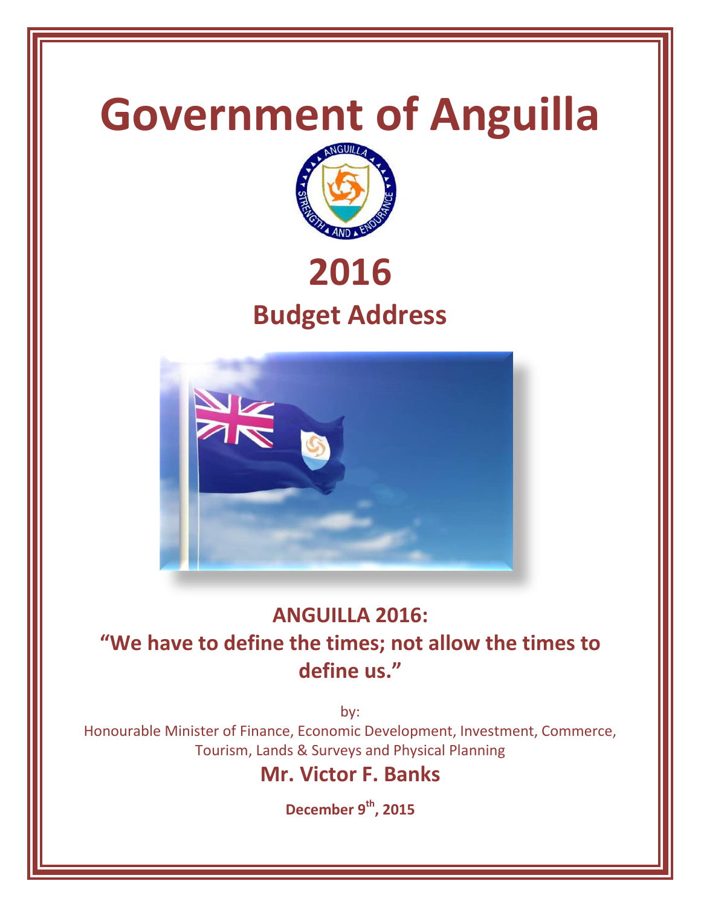# Government of Anguilla

# 2016

## Budget Address

## ANGUILLA 2016:

## "We have to define the times; not allow the times to define us."

by:

Honourable Minister of Finance, Economic Development, Investment, Commerce, Tourism, Lands & Surveys and Physical Planning

**Mr. Victor F. Banks**

**December 9th, 2015**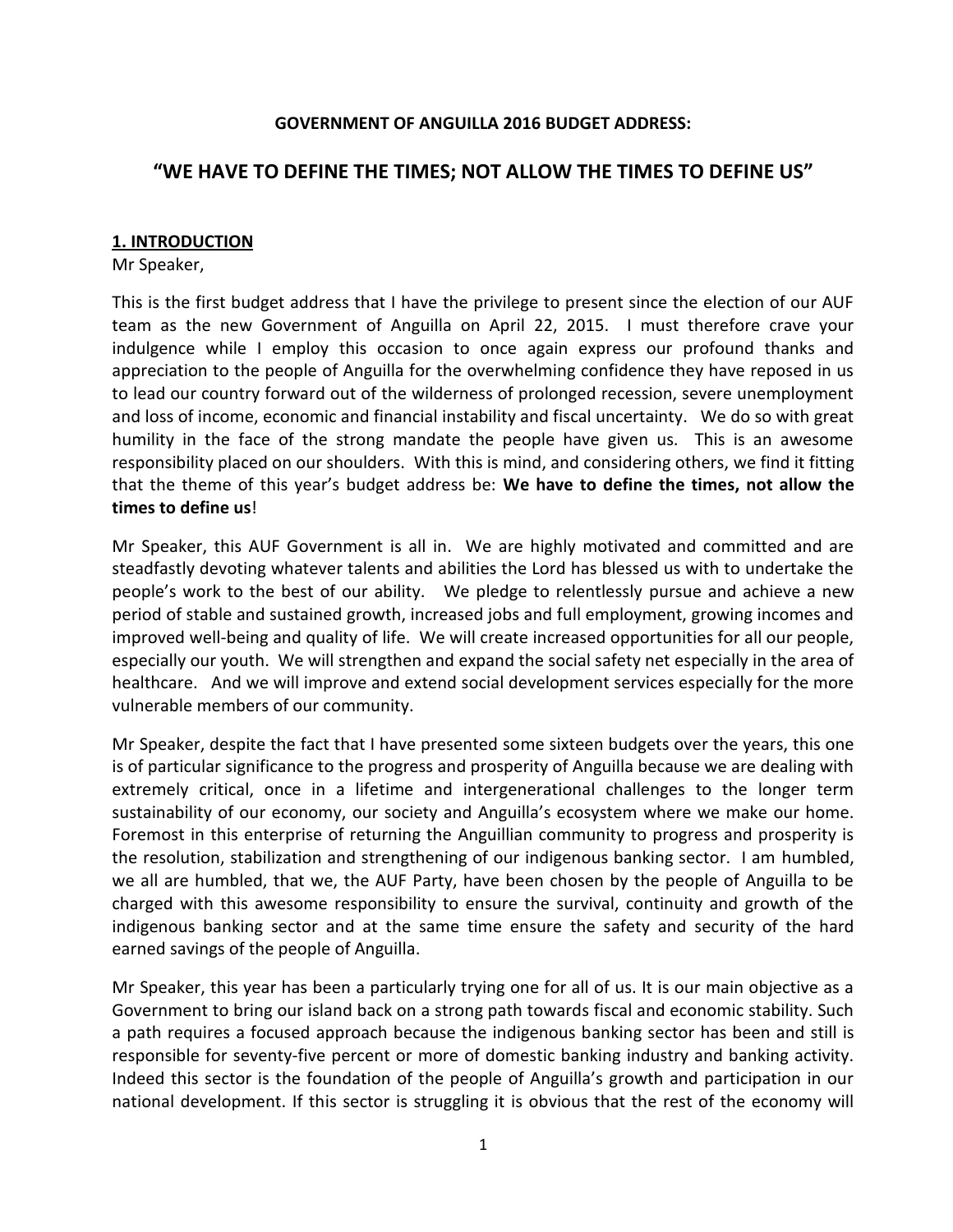**GOVERNMENT OF ANGUILLA 2016 BUDGET ADDRESS:**

# "WE HAVE TO DEFINE THE TIMES; NOT ALLOW THE TIMES TO DEFINE US"

## 1. INTRODUCTION

Mr Speaker,

This is the first budget address that I have the privilege to present since the election of our AUF team as the new Government of Anguilla on April 22, 2015. I must therefore crave your indulgence while I employ this occasion to once again express our profound thanks and appreciation to the people of Anguilla for the overwhelming confidence they have reposed in us to lead our country forward out of the wilderness of prolonged recession, severe unemployment and loss of income, economic and financial instability and fiscal uncertainty. We do so with great humility in the face of the strong mandate the people have given us. This is an awesome responsibility placed on our shoulders. With this is mind, and considering others, we find it fitting that the theme of this year's budget address be: **We have to define the times, not allow the times to define us**!

Mr Speaker, this AUF Government is all in. We are highly motivated and committed and are steadfastly devoting whatever talents and abilities the Lord has blessed us with to undertake the people's work to the best of our ability. We pledge to relentlessly pursue and achieve a new period of stable and sustained growth, increased jobs and full employment, growing incomes and improved well-being and quality of life. We will create increased opportunities for all our people, especially our youth. We will strengthen and expand the social safety net especially in the area of healthcare. And we will improve and extend social development services especially for the more vulnerable members of our community.

Mr Speaker, despite the fact that I have presented some sixteen budgets over the years, this one is of particular significance to the progress and prosperity of Anguilla because we are dealing with extremely critical, once in a lifetime and intergenerational challenges to the longer term sustainability of our economy, our society and Anguilla's ecosystem where we make our home. Foremost in this enterprise of returning the Anguillian community to progress and prosperity is the resolution, stabilization and strengthening of our indigenous banking sector. I am humbled, we all are humbled, that we, the AUF Party, have been chosen by the people of Anguilla to be charged with this awesome responsibility to ensure the survival, continuity and growth of the indigenous banking sector and at the same time ensure the safety and security of the hard earned savings of the people of Anguilla.

Mr Speaker, this year has been a particularly trying one for all of us. It is our main objective as a Government to bring our island back on a strong path towards fiscal and economic stability. Such a path requires a focused approach because the indigenous banking sector has been and still is responsible for seventy-five percent or more of domestic banking industry and banking activity. Indeed this sector is the foundation of the people of Anguilla's growth and participation in our national development. If this sector is struggling it is obvious that the rest of the economy will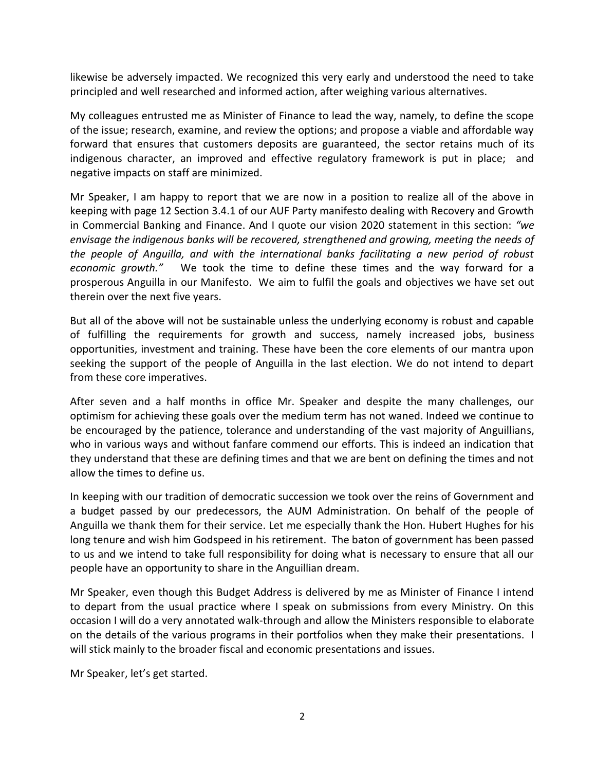likewise be adversely impacted. We recognized this very early and understood the need to take principled and well researched and informed action, after weighing various alternatives.

My colleagues entrusted me as Minister of Finance to lead the way, namely, to define the scope of the issue; research, examine, and review the options; and propose a viable and affordable way forward that ensures that customers deposits are guaranteed, the sector retains much of its indigenous character, an improved and effective regulatory framework is put in place; and negative impacts on staff are minimized.

Mr Speaker, I am happy to report that we are now in a position to realize all of the above in keeping with page 12 Section 3.4.1 of our AUF Party manifesto dealing with Recovery and Growth in Commercial Banking and Finance. And I quote our vision 2020 statement in this section: *"we envisage the indigenous banks will be recovered, strengthened and growing, meeting the needs of the people of Anguilla, and with the international banks facilitating a new period of robust economic growth."* We took the time to define these times and the way forward for a prosperous Anguilla in our Manifesto. We aim to fulfil the goals and objectives we have set out therein over the next five years.

But all of the above will not be sustainable unless the underlying economy is robust and capable of fulfilling the requirements for growth and success, namely increased jobs, business opportunities, investment and training. These have been the core elements of our mantra upon seeking the support of the people of Anguilla in the last election. We do not intend to depart from these core imperatives.

After seven and a half months in office Mr. Speaker and despite the many challenges, our optimism for achieving these goals over the medium term has not waned. Indeed we continue to be encouraged by the patience, tolerance and understanding of the vast majority of Anguillians, who in various ways and without fanfare commend our efforts. This is indeed an indication that they understand that these are defining times and that we are bent on defining the times and not allow the times to define us.

In keeping with our tradition of democratic succession we took over the reins of Government and a budget passed by our predecessors, the AUM Administration. On behalf of the people of Anguilla we thank them for their service. Let me especially thank the Hon. Hubert Hughes for his long tenure and wish him Godspeed in his retirement. The baton of government has been passed to us and we intend to take full responsibility for doing what is necessary to ensure that all our people have an opportunity to share in the Anguillian dream.

Mr Speaker, even though this Budget Address is delivered by me as Minister of Finance I intend to depart from the usual practice where I speak on submissions from every Ministry. On this occasion I will do a very annotated walk-through and allow the Ministers responsible to elaborate on the details of the various programs in their portfolios when they make their presentations. I will stick mainly to the broader fiscal and economic presentations and issues.

Mr Speaker, let's get started.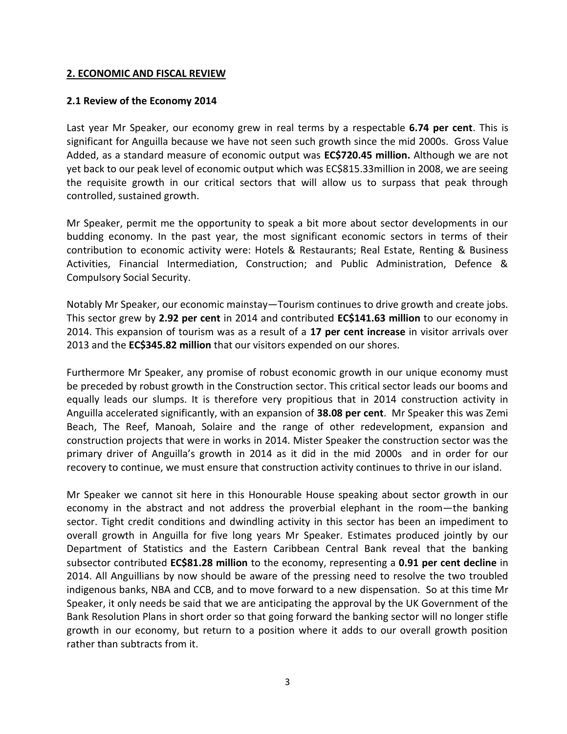## 2. ECONOMIC AND FISCAL REVIEW

### 2.1 Review of the Economy 2014

Last year Mr Speaker, our economy grew in real terms by a respectable **6.74 per cent**. This is significant for Anguilla because we have not seen such growth since the mid 2000s. Gross Value Added, as a standard measure of economic output was **EC$720.45 million.** Although we are not yet back to our peak level of economic output which was EC$815.33million in 2008, we are seeing the requisite growth in our critical sectors that will allow us to surpass that peak through controlled, sustained growth.

Mr Speaker, permit me the opportunity to speak a bit more about sector developments in our budding economy. In the past year, the most significant economic sectors in terms of their contribution to economic activity were: Hotels & Restaurants; Real Estate, Renting & Business Activities, Financial Intermediation, Construction; and Public Administration, Defence & Compulsory Social Security.

Notably Mr Speaker, our economic mainstay—Tourism continues to drive growth and create jobs. This sector grew by **2.92 per cent** in 2014 and contributed **EC$141.63 million** to our economy in 2014. This expansion of tourism was as a result of a **17 per cent increase** in visitor arrivals over 2013 and the **EC$345.82 million** that our visitors expended on our shores.

Furthermore Mr Speaker, any promise of robust economic growth in our unique economy must be preceded by robust growth in the Construction sector. This critical sector leads our booms and equally leads our slumps. It is therefore very propitious that in 2014 construction activity in Anguilla accelerated significantly, with an expansion of **38.08 per cent**. Mr Speaker this was Zemi Beach, The Reef, Manoah, Solaire and the range of other redevelopment, expansion and construction projects that were in works in 2014. Mister Speaker the construction sector was the primary driver of Anguilla's growth in 2014 as it did in the mid 2000s and in order for our recovery to continue, we must ensure that construction activity continues to thrive in our island.

Mr Speaker we cannot sit here in this Honourable House speaking about sector growth in our economy in the abstract and not address the proverbial elephant in the room—the banking sector. Tight credit conditions and dwindling activity in this sector has been an impediment to overall growth in Anguilla for five long years Mr Speaker. Estimates produced jointly by our Department of Statistics and the Eastern Caribbean Central Bank reveal that the banking subsector contributed **EC$81.28 million** to the economy, representing a **0.91 per cent decline** in 2014. All Anguillians by now should be aware of the pressing need to resolve the two troubled indigenous banks, NBA and CCB, and to move forward to a new dispensation. So at this time Mr Speaker, it only needs be said that we are anticipating the approval by the UK Government of the Bank Resolution Plans in short order so that going forward the banking sector will no longer stifle growth in our economy, but return to a position where it adds to our overall growth position rather than subtracts from it.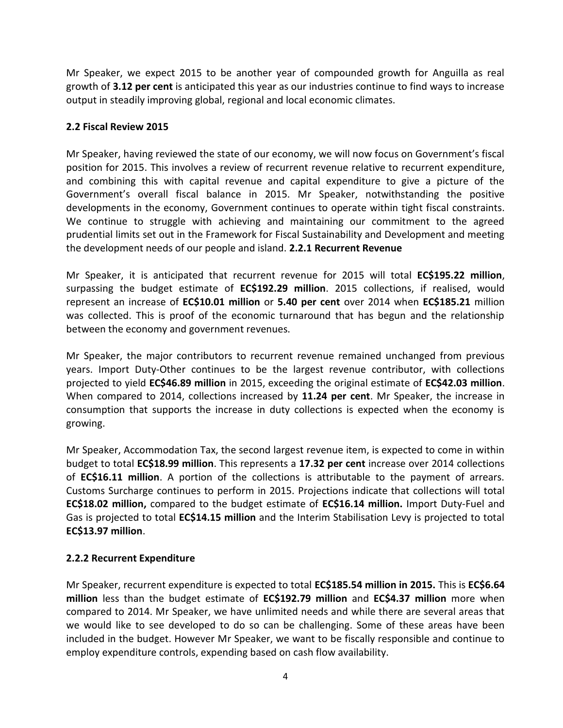Mr Speaker, we expect 2015 to be another year of compounded growth for Anguilla as real growth of **3.12 per cent** is anticipated this year as our industries continue to find ways to increase output in steadily improving global, regional and local economic climates.

### 2.2 Fiscal Review 2015

Mr Speaker, having reviewed the state of our economy, we will now focus on Government's fiscal position for 2015. This involves a review of recurrent revenue relative to recurrent expenditure, and combining this with capital revenue and capital expenditure to give a picture of the Government's overall fiscal balance in 2015. Mr Speaker, notwithstanding the positive developments in the economy, Government continues to operate within tight fiscal constraints. We continue to struggle with achieving and maintaining our commitment to the agreed prudential limits set out in the Framework for Fiscal Sustainability and Development and meeting the development needs of our people and island.

#### 2.2.1 Recurrent Revenue

Mr Speaker, it is anticipated that recurrent revenue for 2015 will total **EC$195.22 million**, surpassing the budget estimate of **EC$192.29 million**. 2015 collections, if realised, would represent an increase of **EC$10.01 million** or **5.40 per cent** over 2014 when **EC$185.21** million was collected. This is proof of the economic turnaround that has begun and the relationship between the economy and government revenues.

Mr Speaker, the major contributors to recurrent revenue remained unchanged from previous years. Import Duty-Other continues to be the largest revenue contributor, with collections projected to yield **EC$46.89 million** in 2015, exceeding the original estimate of **EC$42.03 million**. When compared to 2014, collections increased by **11.24 per cent**. Mr Speaker, the increase in consumption that supports the increase in duty collections is expected when the economy is growing.

Mr Speaker, Accommodation Tax, the second largest revenue item, is expected to come in within budget to total **EC$18.99 million**. This represents a **17.32 per cent** increase over 2014 collections of **EC$16.11 million**. A portion of the collections is attributable to the payment of arrears. Customs Surcharge continues to perform in 2015. Projections indicate that collections will total **EC$18.02 million,** compared to the budget estimate of **EC$16.14 million.** Import Duty-Fuel and Gas is projected to total **EC$14.15 million** and the Interim Stabilisation Levy is projected to total **EC$13.97 million**.

#### 2.2.2 Recurrent Expenditure

Mr Speaker, recurrent expenditure is expected to total **EC$185.54 million in 2015.** This is **EC$6.64 million** less than the budget estimate of **EC$192.79 million** and **EC$4.37 million** more when compared to 2014. Mr Speaker, we have unlimited needs and while there are several areas that we would like to see developed to do so can be challenging. Some of these areas have been included in the budget. However Mr Speaker, we want to be fiscally responsible and continue to employ expenditure controls, expending based on cash flow availability.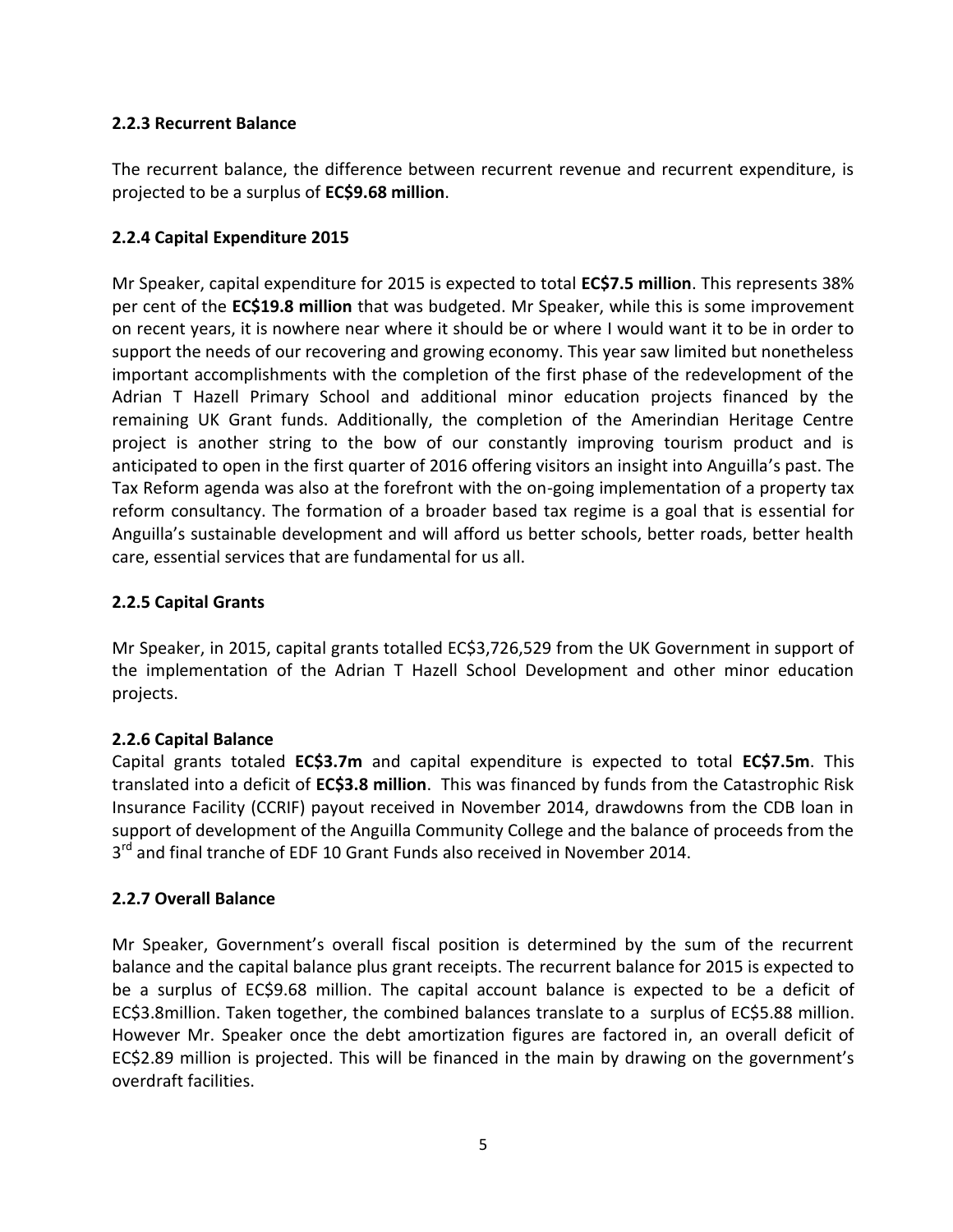### 2.2.3 Recurrent Balance

The recurrent balance, the difference between recurrent revenue and recurrent expenditure, is projected to be a surplus of **EC$9.68 million**.

### 2.2.4 Capital Expenditure 2015

Mr Speaker, capital expenditure for 2015 is expected to total **EC$7.5 million**. This represents 38% per cent of the **EC$19.8 million** that was budgeted. Mr Speaker, while this is some improvement on recent years, it is nowhere near where it should be or where I would want it to be in order to support the needs of our recovering and growing economy. This year saw limited but nonetheless important accomplishments with the completion of the first phase of the redevelopment of the Adrian T Hazell Primary School and additional minor education projects financed by the remaining UK Grant funds. Additionally, the completion of the Amerindian Heritage Centre project is another string to the bow of our constantly improving tourism product and is anticipated to open in the first quarter of 2016 offering visitors an insight into Anguilla's past. The Tax Reform agenda was also at the forefront with the on-going implementation of a property tax reform consultancy. The formation of a broader based tax regime is a goal that is essential for Anguilla's sustainable development and will afford us better schools, better roads, better health care, essential services that are fundamental for us all.

### 2.2.5 Capital Grants

Mr Speaker, in 2015, capital grants totalled EC$3,726,529 from the UK Government in support of the implementation of the Adrian T Hazell School Development and other minor education projects.

### 2.2.6 Capital Balance

Capital grants totaled **EC$3.7m** and capital expenditure is expected to total **EC$7.5m**. This translated into a deficit of **EC$3.8 million**. This was financed by funds from the Catastrophic Risk Insurance Facility (CCRIF) payout received in November 2014, drawdowns from the CDB loan in support of development of the Anguilla Community College and the balance of proceeds from the 3rd and final tranche of EDF 10 Grant Funds also received in November 2014.

### 2.2.7 Overall Balance

Mr Speaker, Government's overall fiscal position is determined by the sum of the recurrent balance and the capital balance plus grant receipts. The recurrent balance for 2015 is expected to be a surplus of EC$9.68 million. The capital account balance is expected to be a deficit of EC$3.8million. Taken together, the combined balances translate to a surplus of EC$5.88 million. However Mr. Speaker once the debt amortization figures are factored in, an overall deficit of EC$2.89 million is projected. This will be financed in the main by drawing on the government's overdraft facilities.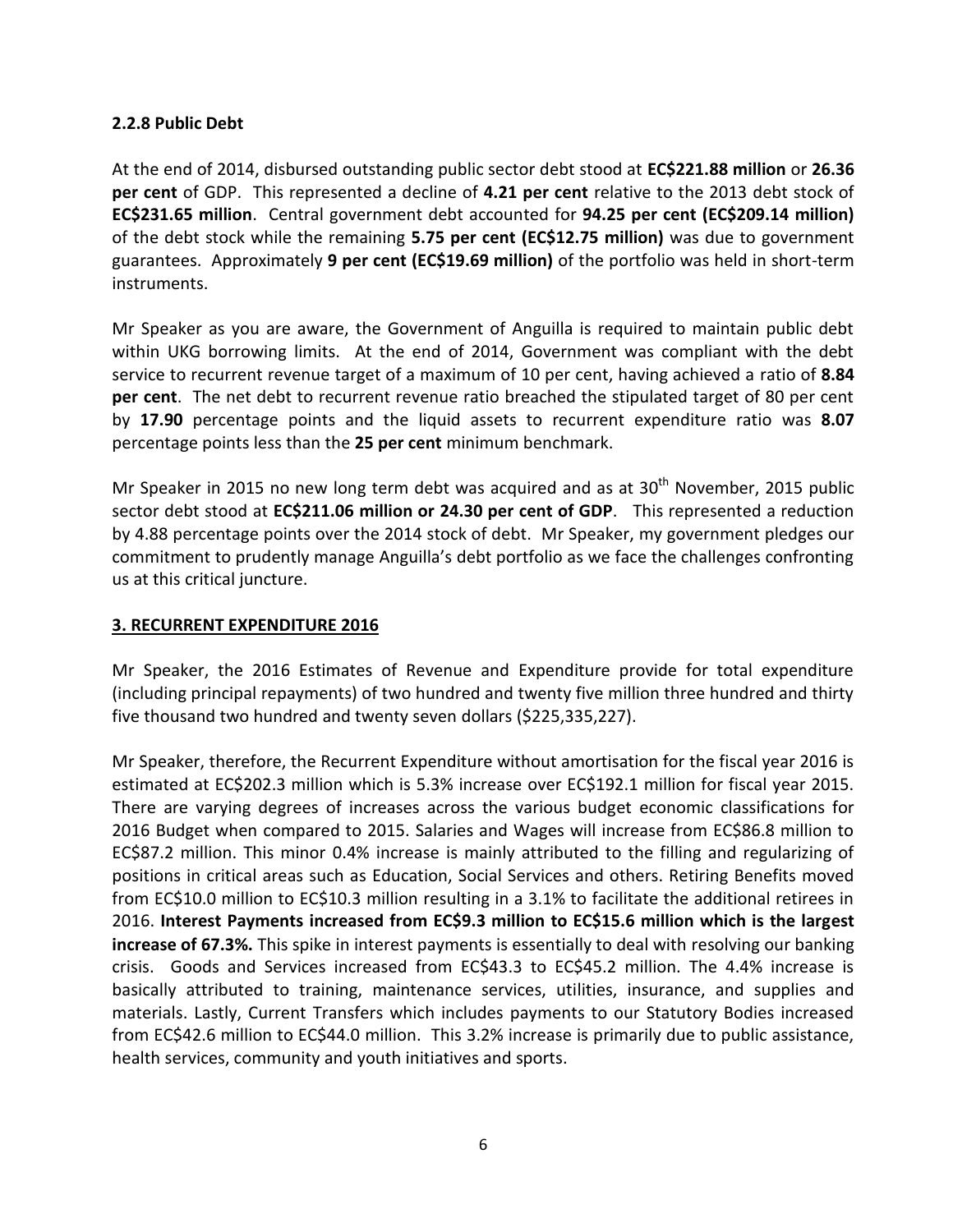### 2.2.8 Public Debt

At the end of 2014, disbursed outstanding public sector debt stood at **EC$221.88 million** or **26.36 per cent** of GDP. This represented a decline of **4.21 per cent** relative to the 2013 debt stock of **EC$231.65 million**. Central government debt accounted for **94.25 per cent (EC$209.14 million)** of the debt stock while the remaining **5.75 per cent (EC$12.75 million)** was due to government guarantees. Approximately **9 per cent (EC$19.69 million)** of the portfolio was held in short-term instruments.

Mr Speaker as you are aware, the Government of Anguilla is required to maintain public debt within UKG borrowing limits. At the end of 2014, Government was compliant with the debt service to recurrent revenue target of a maximum of 10 per cent, having achieved a ratio of **8.84 per cent**. The net debt to recurrent revenue ratio breached the stipulated target of 80 per cent by **17.90** percentage points and the liquid assets to recurrent expenditure ratio was **8.07** percentage points less than the **25 per cent** minimum benchmark.

Mr Speaker in 2015 no new long term debt was acquired and as at 30th November, 2015 public sector debt stood at **EC$211.06 million or 24.30 per cent of GDP**. This represented a reduction by 4.88 percentage points over the 2014 stock of debt. Mr Speaker, my government pledges our commitment to prudently manage Anguilla's debt portfolio as we face the challenges confronting us at this critical juncture.

## 3. RECURRENT EXPENDITURE 2016

Mr Speaker, the 2016 Estimates of Revenue and Expenditure provide for total expenditure (including principal repayments) of two hundred and twenty five million three hundred and thirty five thousand two hundred and twenty seven dollars ($225,335,227).

Mr Speaker, therefore, the Recurrent Expenditure without amortisation for the fiscal year 2016 is estimated at EC$202.3 million which is 5.3% increase over EC$192.1 million for fiscal year 2015. There are varying degrees of increases across the various budget economic classifications for 2016 Budget when compared to 2015. Salaries and Wages will increase from EC$86.8 million to EC$87.2 million. This minor 0.4% increase is mainly attributed to the filling and regularizing of positions in critical areas such as Education, Social Services and others. Retiring Benefits moved from EC$10.0 million to EC$10.3 million resulting in a 3.1% to facilitate the additional retirees in 2016. **Interest Payments increased from EC$9.3 million to EC$15.6 million which is the largest increase of 67.3%.** This spike in interest payments is essentially to deal with resolving our banking crisis. Goods and Services increased from EC$43.3 to EC$45.2 million. The 4.4% increase is basically attributed to training, maintenance services, utilities, insurance, and supplies and materials. Lastly, Current Transfers which includes payments to our Statutory Bodies increased from EC$42.6 million to EC$44.0 million. This 3.2% increase is primarily due to public assistance, health services, community and youth initiatives and sports.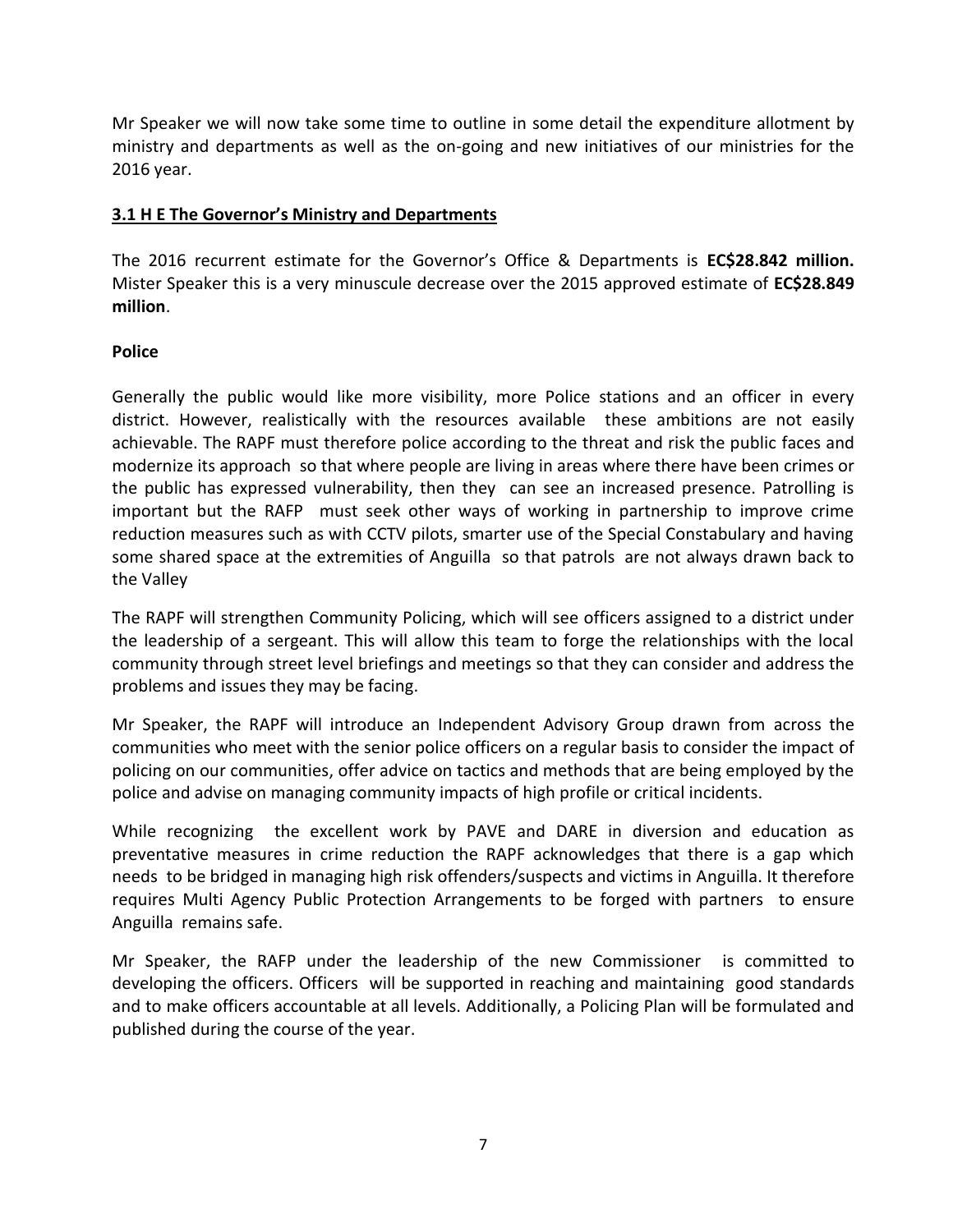Mr Speaker we will now take some time to outline in some detail the expenditure allotment by ministry and departments as well as the on-going and new initiatives of our ministries for the 2016 year.

### 3.1 H E The Governor's Ministry and Departments

The 2016 recurrent estimate for the Governor's Office & Departments is **EC$28.842 million.** Mister Speaker this is a very minuscule decrease over the 2015 approved estimate of **EC$28.849 million**.

**Police**

Generally the public would like more visibility, more Police stations and an officer in every district. However, realistically with the resources available these ambitions are not easily achievable. The RAPF must therefore police according to the threat and risk the public faces and modernize its approach so that where people are living in areas where there have been crimes or the public has expressed vulnerability, then they can see an increased presence. Patrolling is important but the RAFP must seek other ways of working in partnership to improve crime reduction measures such as with CCTV pilots, smarter use of the Special Constabulary and having some shared space at the extremities of Anguilla so that patrols are not always drawn back to the Valley

The RAPF will strengthen Community Policing, which will see officers assigned to a district under the leadership of a sergeant. This will allow this team to forge the relationships with the local community through street level briefings and meetings so that they can consider and address the problems and issues they may be facing.

Mr Speaker, the RAPF will introduce an Independent Advisory Group drawn from across the communities who meet with the senior police officers on a regular basis to consider the impact of policing on our communities, offer advice on tactics and methods that are being employed by the police and advise on managing community impacts of high profile or critical incidents.

While recognizing the excellent work by PAVE and DARE in diversion and education as preventative measures in crime reduction the RAPF acknowledges that there is a gap which needs to be bridged in managing high risk offenders/suspects and victims in Anguilla. It therefore requires Multi Agency Public Protection Arrangements to be forged with partners to ensure Anguilla remains safe.

Mr Speaker, the RAFP under the leadership of the new Commissioner is committed to developing the officers. Officers will be supported in reaching and maintaining good standards and to make officers accountable at all levels. Additionally, a Policing Plan will be formulated and published during the course of the year.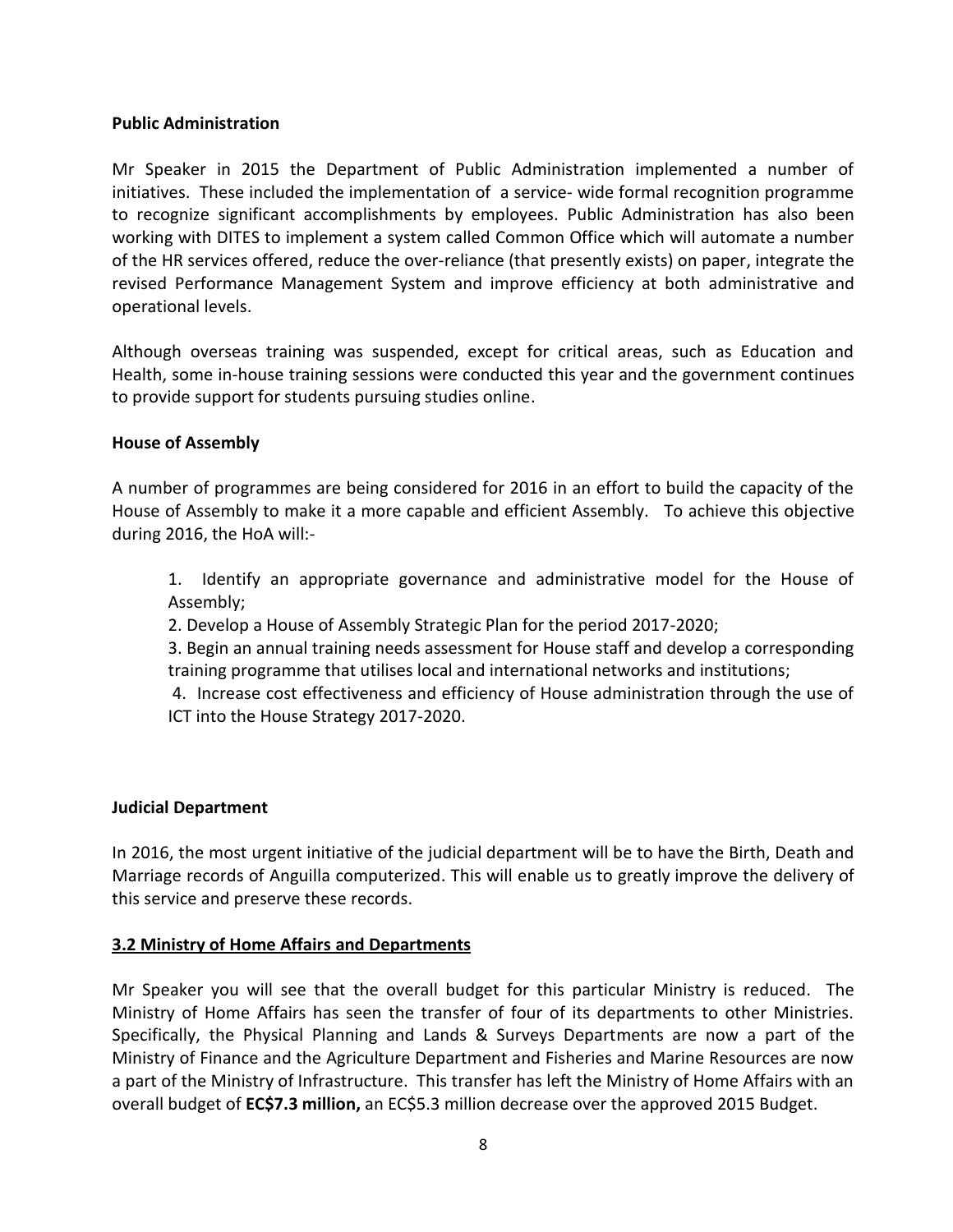**Public Administration**

Mr Speaker in 2015 the Department of Public Administration implemented a number of initiatives. These included the implementation of a service- wide formal recognition programme to recognize significant accomplishments by employees. Public Administration has also been working with DITES to implement a system called Common Office which will automate a number of the HR services offered, reduce the over-reliance (that presently exists) on paper, integrate the revised Performance Management System and improve efficiency at both administrative and operational levels.

Although overseas training was suspended, except for critical areas, such as Education and Health, some in-house training sessions were conducted this year and the government continues to provide support for students pursuing studies online.

**House of Assembly**

A number of programmes are being considered for 2016 in an effort to build the capacity of the House of Assembly to make it a more capable and efficient Assembly. To achieve this objective during 2016, the HoA will:-

1. Identify an appropriate governance and administrative model for the House of Assembly;
2. Develop a House of Assembly Strategic Plan for the period 2017-2020;
3. Begin an annual training needs assessment for House staff and develop a corresponding training programme that utilises local and international networks and institutions;
4. Increase cost effectiveness and efficiency of House administration through the use of ICT into the House Strategy 2017-2020.

**Judicial Department**

In 2016, the most urgent initiative of the judicial department will be to have the Birth, Death and Marriage records of Anguilla computerized. This will enable us to greatly improve the delivery of this service and preserve these records.

**3.2 Ministry of Home Affairs and Departments**

Mr Speaker you will see that the overall budget for this particular Ministry is reduced. The Ministry of Home Affairs has seen the transfer of four of its departments to other Ministries. Specifically, the Physical Planning and Lands & Surveys Departments are now a part of the Ministry of Finance and the Agriculture Department and Fisheries and Marine Resources are now a part of the Ministry of Infrastructure. This transfer has left the Ministry of Home Affairs with an overall budget of **EC$7.3 million,** an EC$5.3 million decrease over the approved 2015 Budget.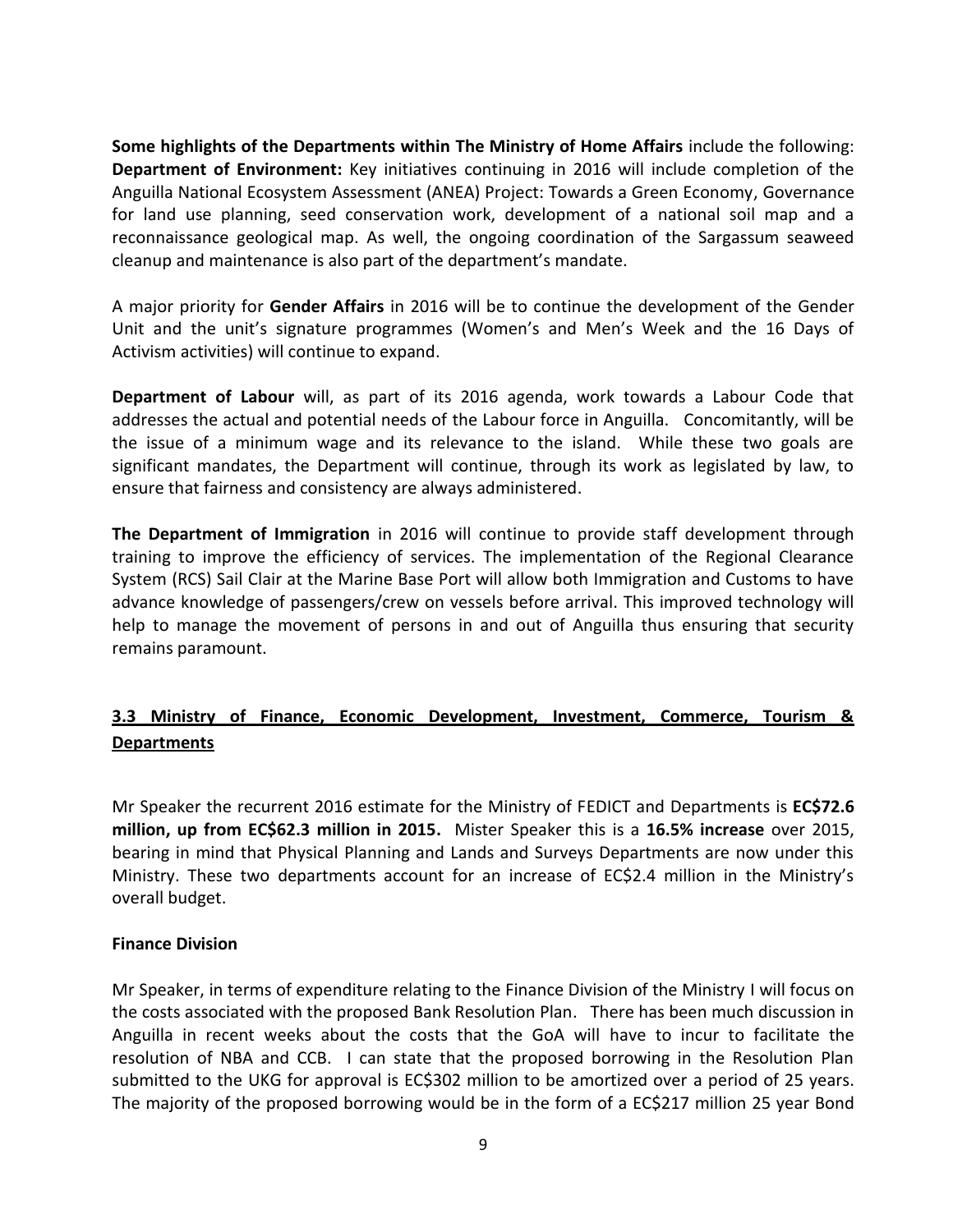**Some highlights of the Departments within The Ministry of Home Affairs** include the following: **Department of Environment:** Key initiatives continuing in 2016 will include completion of the Anguilla National Ecosystem Assessment (ANEA) Project: Towards a Green Economy, Governance for land use planning, seed conservation work, development of a national soil map and a reconnaissance geological map. As well, the ongoing coordination of the Sargassum seaweed cleanup and maintenance is also part of the department's mandate.

A major priority for **Gender Affairs** in 2016 will be to continue the development of the Gender Unit and the unit's signature programmes (Women's and Men's Week and the 16 Days of Activism activities) will continue to expand.

**Department of Labour** will, as part of its 2016 agenda, work towards a Labour Code that addresses the actual and potential needs of the Labour force in Anguilla. Concomitantly, will be the issue of a minimum wage and its relevance to the island. While these two goals are significant mandates, the Department will continue, through its work as legislated by law, to ensure that fairness and consistency are always administered.

**The Department of Immigration** in 2016 will continue to provide staff development through training to improve the efficiency of services. The implementation of the Regional Clearance System (RCS) Sail Clair at the Marine Base Port will allow both Immigration and Customs to have advance knowledge of passengers/crew on vessels before arrival. This improved technology will help to manage the movement of persons in and out of Anguilla thus ensuring that security remains paramount.

## 3.3 Ministry of Finance, Economic Development, Investment, Commerce, Tourism & Departments

Mr Speaker the recurrent 2016 estimate for the Ministry of FEDICT and Departments is **EC$72.6 million, up from EC$62.3 million in 2015.** Mister Speaker this is a **16.5% increase** over 2015, bearing in mind that Physical Planning and Lands and Surveys Departments are now under this Ministry. These two departments account for an increase of EC$2.4 million in the Ministry's overall budget.

### Finance Division

Mr Speaker, in terms of expenditure relating to the Finance Division of the Ministry I will focus on the costs associated with the proposed Bank Resolution Plan. There has been much discussion in Anguilla in recent weeks about the costs that the GoA will have to incur to facilitate the resolution of NBA and CCB. I can state that the proposed borrowing in the Resolution Plan submitted to the UKG for approval is EC$302 million to be amortized over a period of 25 years. The majority of the proposed borrowing would be in the form of a EC$217 million 25 year Bond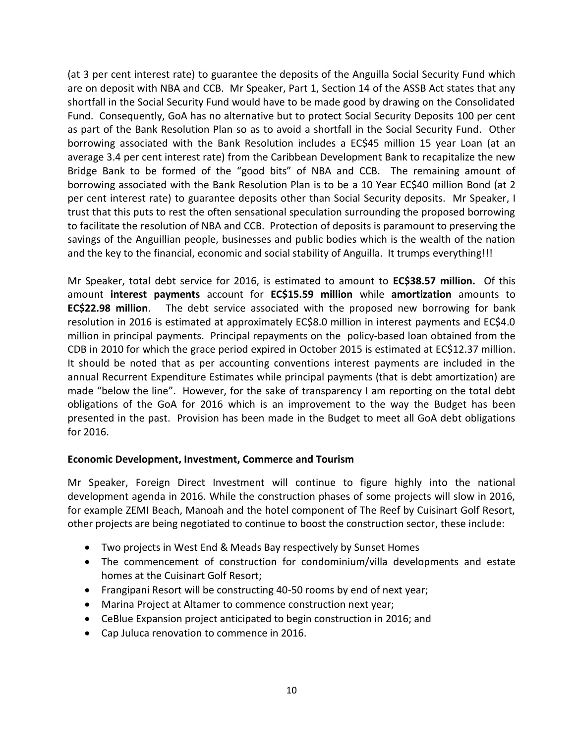(at 3 per cent interest rate) to guarantee the deposits of the Anguilla Social Security Fund which are on deposit with NBA and CCB. Mr Speaker, Part 1, Section 14 of the ASSB Act states that any shortfall in the Social Security Fund would have to be made good by drawing on the Consolidated Fund. Consequently, GoA has no alternative but to protect Social Security Deposits 100 per cent as part of the Bank Resolution Plan so as to avoid a shortfall in the Social Security Fund. Other borrowing associated with the Bank Resolution includes a EC$45 million 15 year Loan (at an average 3.4 per cent interest rate) from the Caribbean Development Bank to recapitalize the new Bridge Bank to be formed of the "good bits" of NBA and CCB. The remaining amount of borrowing associated with the Bank Resolution Plan is to be a 10 Year EC$40 million Bond (at 2 per cent interest rate) to guarantee deposits other than Social Security deposits. Mr Speaker, I trust that this puts to rest the often sensational speculation surrounding the proposed borrowing to facilitate the resolution of NBA and CCB. Protection of deposits is paramount to preserving the savings of the Anguillian people, businesses and public bodies which is the wealth of the nation and the key to the financial, economic and social stability of Anguilla. It trumps everything!!!

Mr Speaker, total debt service for 2016, is estimated to amount to **EC$38.57 million.** Of this amount **interest payments** account for **EC$15.59 million** while **amortization** amounts to **EC$22.98 million**. The debt service associated with the proposed new borrowing for bank resolution in 2016 is estimated at approximately EC$8.0 million in interest payments and EC$4.0 million in principal payments. Principal repayments on the policy-based loan obtained from the CDB in 2010 for which the grace period expired in October 2015 is estimated at EC$12.37 million. It should be noted that as per accounting conventions interest payments are included in the annual Recurrent Expenditure Estimates while principal payments (that is debt amortization) are made "below the line". However, for the sake of transparency I am reporting on the total debt obligations of the GoA for 2016 which is an improvement to the way the Budget has been presented in the past. Provision has been made in the Budget to meet all GoA debt obligations for 2016.

**Economic Development, Investment, Commerce and Tourism**

Mr Speaker, Foreign Direct Investment will continue to figure highly into the national development agenda in 2016. While the construction phases of some projects will slow in 2016, for example ZEMI Beach, Manoah and the hotel component of The Reef by Cuisinart Golf Resort, other projects are being negotiated to continue to boost the construction sector, these include:

- Two projects in West End & Meads Bay respectively by Sunset Homes
- The commencement of construction for condominium/villa developments and estate homes at the Cuisinart Golf Resort;
- Frangipani Resort will be constructing 40-50 rooms by end of next year;
- Marina Project at Altamer to commence construction next year;
- CeBlue Expansion project anticipated to begin construction in 2016; and
- Cap Juluca renovation to commence in 2016.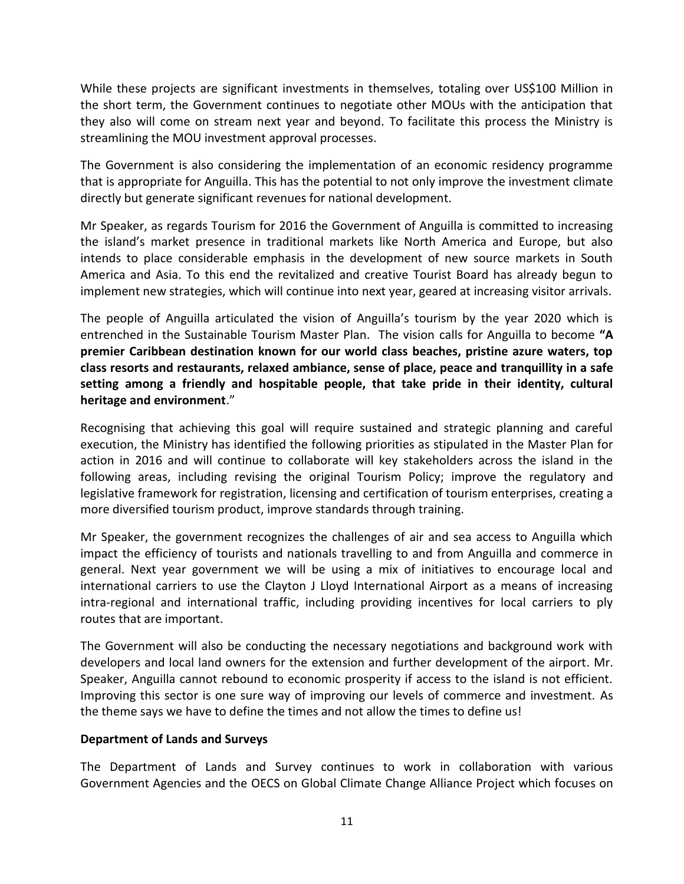While these projects are significant investments in themselves, totaling over US$100 Million in the short term, the Government continues to negotiate other MOUs with the anticipation that they also will come on stream next year and beyond. To facilitate this process the Ministry is streamlining the MOU investment approval processes.

The Government is also considering the implementation of an economic residency programme that is appropriate for Anguilla. This has the potential to not only improve the investment climate directly but generate significant revenues for national development.

Mr Speaker, as regards Tourism for 2016 the Government of Anguilla is committed to increasing the island's market presence in traditional markets like North America and Europe, but also intends to place considerable emphasis in the development of new source markets in South America and Asia. To this end the revitalized and creative Tourist Board has already begun to implement new strategies, which will continue into next year, geared at increasing visitor arrivals.

The people of Anguilla articulated the vision of Anguilla's tourism by the year 2020 which is entrenched in the Sustainable Tourism Master Plan. The vision calls for Anguilla to become **"A premier Caribbean destination known for our world class beaches, pristine azure waters, top class resorts and restaurants, relaxed ambiance, sense of place, peace and tranquillity in a safe setting among a friendly and hospitable people, that take pride in their identity, cultural heritage and environment**."

Recognising that achieving this goal will require sustained and strategic planning and careful execution, the Ministry has identified the following priorities as stipulated in the Master Plan for action in 2016 and will continue to collaborate will key stakeholders across the island in the following areas, including revising the original Tourism Policy; improve the regulatory and legislative framework for registration, licensing and certification of tourism enterprises, creating a more diversified tourism product, improve standards through training.

Mr Speaker, the government recognizes the challenges of air and sea access to Anguilla which impact the efficiency of tourists and nationals travelling to and from Anguilla and commerce in general. Next year government we will be using a mix of initiatives to encourage local and international carriers to use the Clayton J Lloyd International Airport as a means of increasing intra-regional and international traffic, including providing incentives for local carriers to ply routes that are important.

The Government will also be conducting the necessary negotiations and background work with developers and local land owners for the extension and further development of the airport. Mr. Speaker, Anguilla cannot rebound to economic prosperity if access to the island is not efficient. Improving this sector is one sure way of improving our levels of commerce and investment. As the theme says we have to define the times and not allow the times to define us!

**Department of Lands and Surveys**

The Department of Lands and Survey continues to work in collaboration with various Government Agencies and the OECS on Global Climate Change Alliance Project which focuses on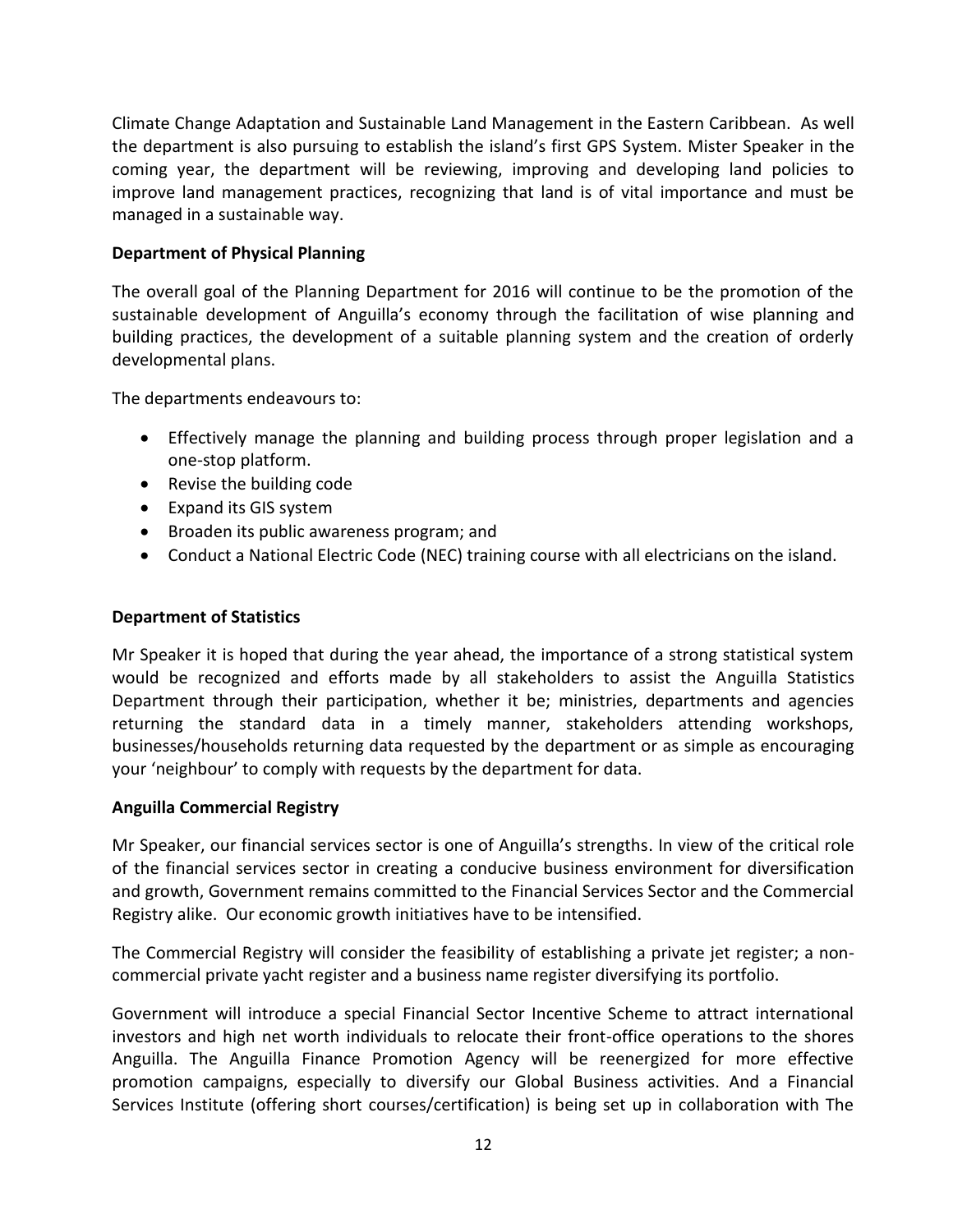Climate Change Adaptation and Sustainable Land Management in the Eastern Caribbean. As well the department is also pursuing to establish the island's first GPS System. Mister Speaker in the coming year, the department will be reviewing, improving and developing land policies to improve land management practices, recognizing that land is of vital importance and must be managed in a sustainable way.

**Department of Physical Planning**

The overall goal of the Planning Department for 2016 will continue to be the promotion of the sustainable development of Anguilla's economy through the facilitation of wise planning and building practices, the development of a suitable planning system and the creation of orderly developmental plans.

The departments endeavours to:

- Effectively manage the planning and building process through proper legislation and a one-stop platform.
- Revise the building code
- Expand its GIS system
- Broaden its public awareness program; and
- Conduct a National Electric Code (NEC) training course with all electricians on the island.

**Department of Statistics**

Mr Speaker it is hoped that during the year ahead, the importance of a strong statistical system would be recognized and efforts made by all stakeholders to assist the Anguilla Statistics Department through their participation, whether it be; ministries, departments and agencies returning the standard data in a timely manner, stakeholders attending workshops, businesses/households returning data requested by the department or as simple as encouraging your 'neighbour' to comply with requests by the department for data.

**Anguilla Commercial Registry**

Mr Speaker, our financial services sector is one of Anguilla's strengths. In view of the critical role of the financial services sector in creating a conducive business environment for diversification and growth, Government remains committed to the Financial Services Sector and the Commercial Registry alike. Our economic growth initiatives have to be intensified.

The Commercial Registry will consider the feasibility of establishing a private jet register; a non-commercial private yacht register and a business name register diversifying its portfolio.

Government will introduce a special Financial Sector Incentive Scheme to attract international investors and high net worth individuals to relocate their front-office operations to the shores Anguilla. The Anguilla Finance Promotion Agency will be reenergized for more effective promotion campaigns, especially to diversify our Global Business activities. And a Financial Services Institute (offering short courses/certification) is being set up in collaboration with The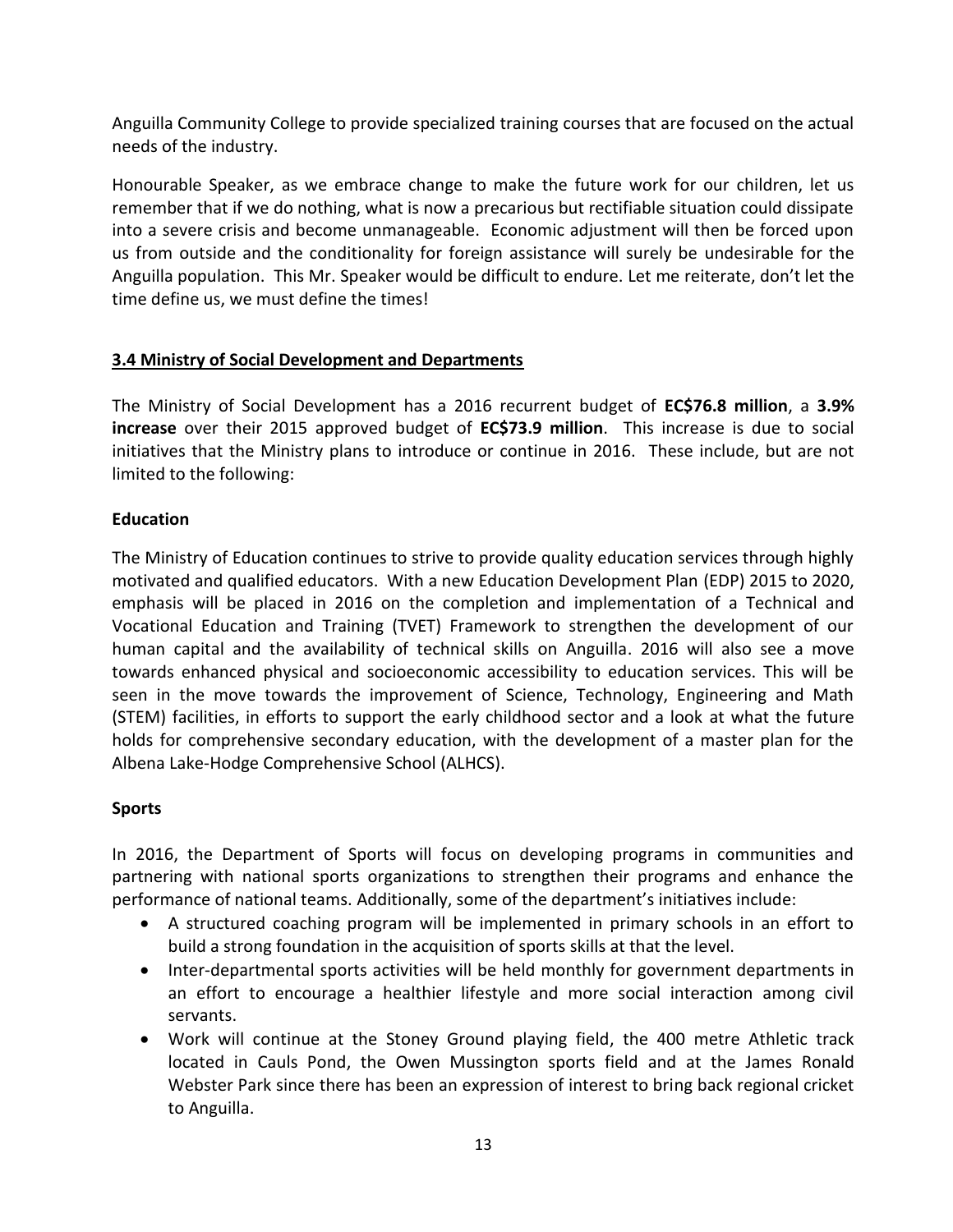Anguilla Community College to provide specialized training courses that are focused on the actual needs of the industry.

Honourable Speaker, as we embrace change to make the future work for our children, let us remember that if we do nothing, what is now a precarious but rectifiable situation could dissipate into a severe crisis and become unmanageable. Economic adjustment will then be forced upon us from outside and the conditionality for foreign assistance will surely be undesirable for the Anguilla population. This Mr. Speaker would be difficult to endure. Let me reiterate, don't let the time define us, we must define the times!

## 3.4 Ministry of Social Development and Departments

The Ministry of Social Development has a 2016 recurrent budget of **EC$76.8 million**, a **3.9% increase** over their 2015 approved budget of **EC$73.9 million**. This increase is due to social initiatives that the Ministry plans to introduce or continue in 2016. These include, but are not limited to the following:

### Education

The Ministry of Education continues to strive to provide quality education services through highly motivated and qualified educators. With a new Education Development Plan (EDP) 2015 to 2020, emphasis will be placed in 2016 on the completion and implementation of a Technical and Vocational Education and Training (TVET) Framework to strengthen the development of our human capital and the availability of technical skills on Anguilla. 2016 will also see a move towards enhanced physical and socioeconomic accessibility to education services. This will be seen in the move towards the improvement of Science, Technology, Engineering and Math (STEM) facilities, in efforts to support the early childhood sector and a look at what the future holds for comprehensive secondary education, with the development of a master plan for the Albena Lake-Hodge Comprehensive School (ALHCS).

### Sports

In 2016, the Department of Sports will focus on developing programs in communities and partnering with national sports organizations to strengthen their programs and enhance the performance of national teams. Additionally, some of the department's initiatives include:

- A structured coaching program will be implemented in primary schools in an effort to build a strong foundation in the acquisition of sports skills at that the level.
- Inter-departmental sports activities will be held monthly for government departments in an effort to encourage a healthier lifestyle and more social interaction among civil servants.
- Work will continue at the Stoney Ground playing field, the 400 metre Athletic track located in Cauls Pond, the Owen Mussington sports field and at the James Ronald Webster Park since there has been an expression of interest to bring back regional cricket to Anguilla.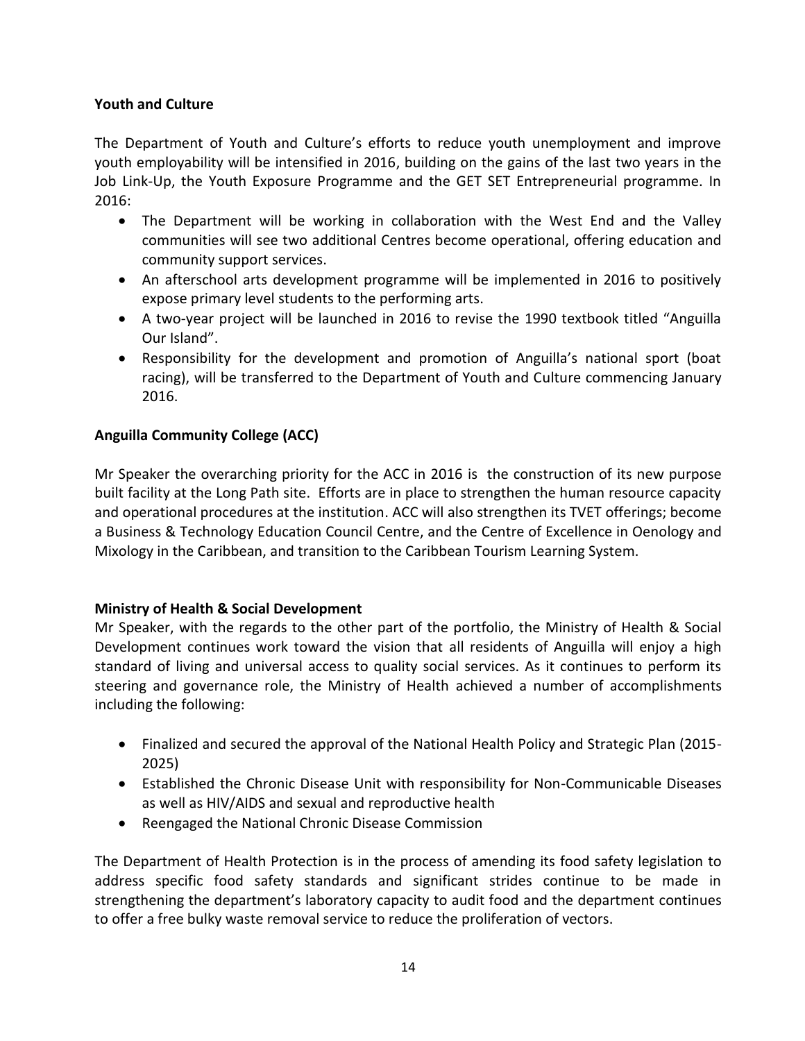**Youth and Culture**

The Department of Youth and Culture's efforts to reduce youth unemployment and improve youth employability will be intensified in 2016, building on the gains of the last two years in the Job Link-Up, the Youth Exposure Programme and the GET SET Entrepreneurial programme. In 2016:

- The Department will be working in collaboration with the West End and the Valley communities will see two additional Centres become operational, offering education and community support services.
- An afterschool arts development programme will be implemented in 2016 to positively expose primary level students to the performing arts.
- A two-year project will be launched in 2016 to revise the 1990 textbook titled "Anguilla Our Island".
- Responsibility for the development and promotion of Anguilla's national sport (boat racing), will be transferred to the Department of Youth and Culture commencing January 2016.

**Anguilla Community College (ACC)**

Mr Speaker the overarching priority for the ACC in 2016 is the construction of its new purpose built facility at the Long Path site. Efforts are in place to strengthen the human resource capacity and operational procedures at the institution. ACC will also strengthen its TVET offerings; become a Business & Technology Education Council Centre, and the Centre of Excellence in Oenology and Mixology in the Caribbean, and transition to the Caribbean Tourism Learning System.

**Ministry of Health & Social Development**

Mr Speaker, with the regards to the other part of the portfolio, the Ministry of Health & Social Development continues work toward the vision that all residents of Anguilla will enjoy a high standard of living and universal access to quality social services. As it continues to perform its steering and governance role, the Ministry of Health achieved a number of accomplishments including the following:

- Finalized and secured the approval of the National Health Policy and Strategic Plan (2015-2025)
- Established the Chronic Disease Unit with responsibility for Non-Communicable Diseases as well as HIV/AIDS and sexual and reproductive health
- Reengaged the National Chronic Disease Commission

The Department of Health Protection is in the process of amending its food safety legislation to address specific food safety standards and significant strides continue to be made in strengthening the department's laboratory capacity to audit food and the department continues to offer a free bulky waste removal service to reduce the proliferation of vectors.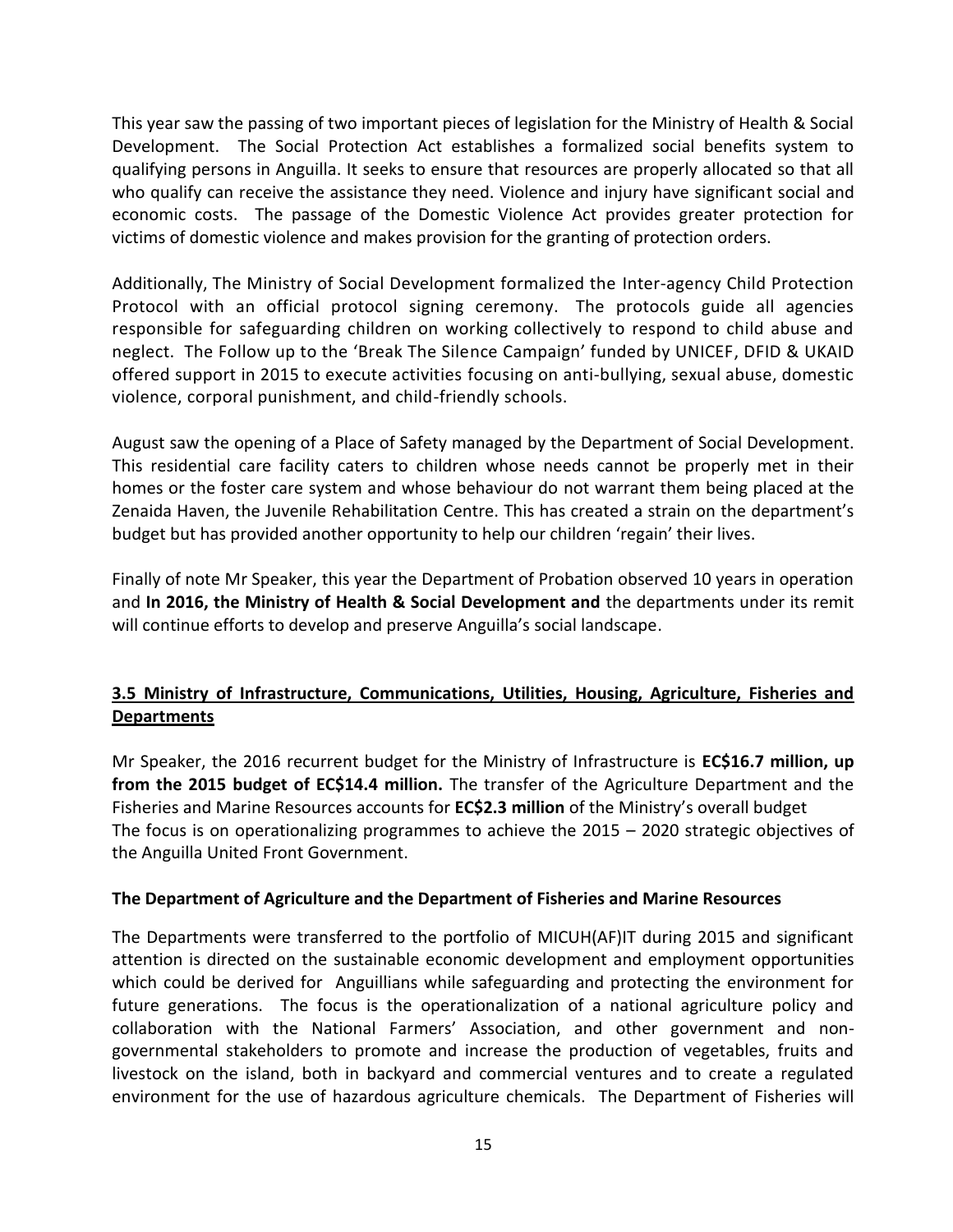This year saw the passing of two important pieces of legislation for the Ministry of Health & Social Development. The Social Protection Act establishes a formalized social benefits system to qualifying persons in Anguilla. It seeks to ensure that resources are properly allocated so that all who qualify can receive the assistance they need. Violence and injury have significant social and economic costs. The passage of the Domestic Violence Act provides greater protection for victims of domestic violence and makes provision for the granting of protection orders.

Additionally, The Ministry of Social Development formalized the Inter-agency Child Protection Protocol with an official protocol signing ceremony. The protocols guide all agencies responsible for safeguarding children on working collectively to respond to child abuse and neglect. The Follow up to the 'Break The Silence Campaign' funded by UNICEF, DFID & UKAID offered support in 2015 to execute activities focusing on anti-bullying, sexual abuse, domestic violence, corporal punishment, and child-friendly schools.

August saw the opening of a Place of Safety managed by the Department of Social Development. This residential care facility caters to children whose needs cannot be properly met in their homes or the foster care system and whose behaviour do not warrant them being placed at the Zenaida Haven, the Juvenile Rehabilitation Centre. This has created a strain on the department's budget but has provided another opportunity to help our children 'regain' their lives.

Finally of note Mr Speaker, this year the Department of Probation observed 10 years in operation and **In 2016, the Ministry of Health & Social Development and** the departments under its remit will continue efforts to develop and preserve Anguilla's social landscape.

## 3.5 Ministry of Infrastructure, Communications, Utilities, Housing, Agriculture, Fisheries and Departments

Mr Speaker, the 2016 recurrent budget for the Ministry of Infrastructure is **EC$16.7 million, up from the 2015 budget of EC$14.4 million.** The transfer of the Agriculture Department and the Fisheries and Marine Resources accounts for **EC$2.3 million** of the Ministry's overall budget
The focus is on operationalizing programmes to achieve the 2015 – 2020 strategic objectives of the Anguilla United Front Government.

### The Department of Agriculture and the Department of Fisheries and Marine Resources

The Departments were transferred to the portfolio of MICUH(AF)IT during 2015 and significant attention is directed on the sustainable economic development and employment opportunities which could be derived for Anguillians while safeguarding and protecting the environment for future generations. The focus is the operationalization of a national agriculture policy and collaboration with the National Farmers' Association, and other government and non-governmental stakeholders to promote and increase the production of vegetables, fruits and livestock on the island, both in backyard and commercial ventures and to create a regulated environment for the use of hazardous agriculture chemicals. The Department of Fisheries will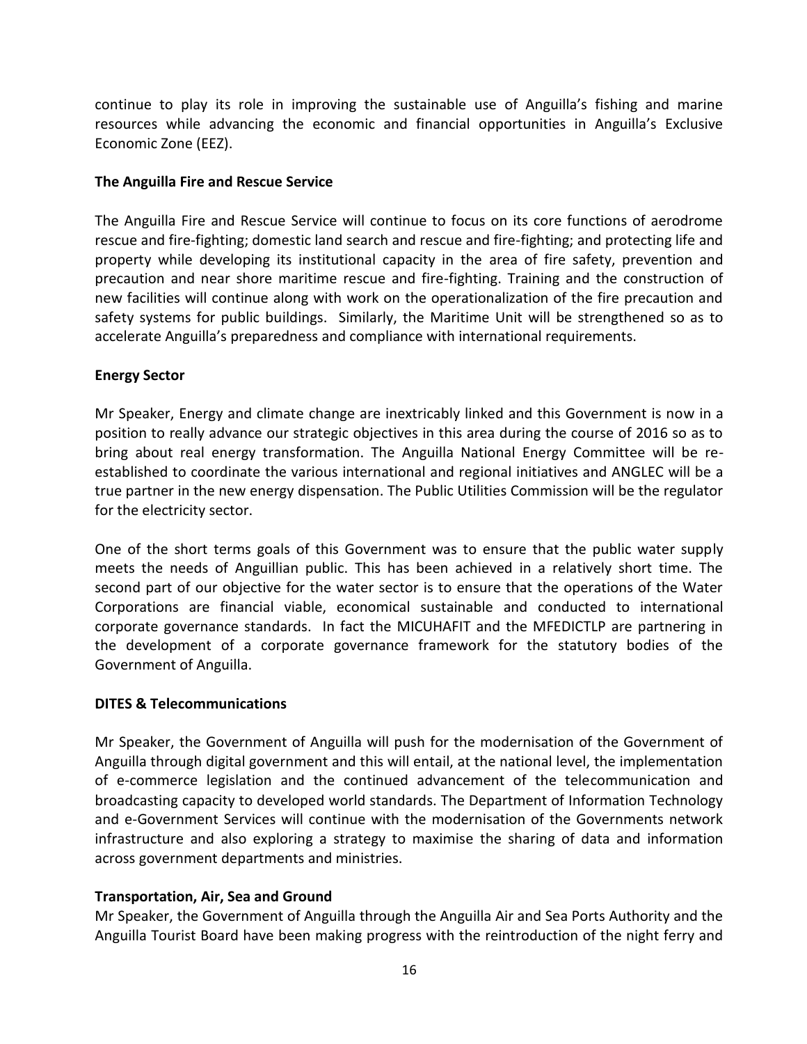continue to play its role in improving the sustainable use of Anguilla's fishing and marine resources while advancing the economic and financial opportunities in Anguilla's Exclusive Economic Zone (EEZ).

**The Anguilla Fire and Rescue Service**

The Anguilla Fire and Rescue Service will continue to focus on its core functions of aerodrome rescue and fire-fighting; domestic land search and rescue and fire-fighting; and protecting life and property while developing its institutional capacity in the area of fire safety, prevention and precaution and near shore maritime rescue and fire-fighting. Training and the construction of new facilities will continue along with work on the operationalization of the fire precaution and safety systems for public buildings. Similarly, the Maritime Unit will be strengthened so as to accelerate Anguilla's preparedness and compliance with international requirements.

**Energy Sector**

Mr Speaker, Energy and climate change are inextricably linked and this Government is now in a position to really advance our strategic objectives in this area during the course of 2016 so as to bring about real energy transformation. The Anguilla National Energy Committee will be re-established to coordinate the various international and regional initiatives and ANGLEC will be a true partner in the new energy dispensation. The Public Utilities Commission will be the regulator for the electricity sector.

One of the short terms goals of this Government was to ensure that the public water supply meets the needs of Anguillian public. This has been achieved in a relatively short time. The second part of our objective for the water sector is to ensure that the operations of the Water Corporations are financial viable, economical sustainable and conducted to international corporate governance standards. In fact the MICUHAFIT and the MFEDICTLP are partnering in the development of a corporate governance framework for the statutory bodies of the Government of Anguilla.

**DITES & Telecommunications**

Mr Speaker, the Government of Anguilla will push for the modernisation of the Government of Anguilla through digital government and this will entail, at the national level, the implementation of e-commerce legislation and the continued advancement of the telecommunication and broadcasting capacity to developed world standards. The Department of Information Technology and e-Government Services will continue with the modernisation of the Governments network infrastructure and also exploring a strategy to maximise the sharing of data and information across government departments and ministries.

**Transportation, Air, Sea and Ground**

Mr Speaker, the Government of Anguilla through the Anguilla Air and Sea Ports Authority and the Anguilla Tourist Board have been making progress with the reintroduction of the night ferry and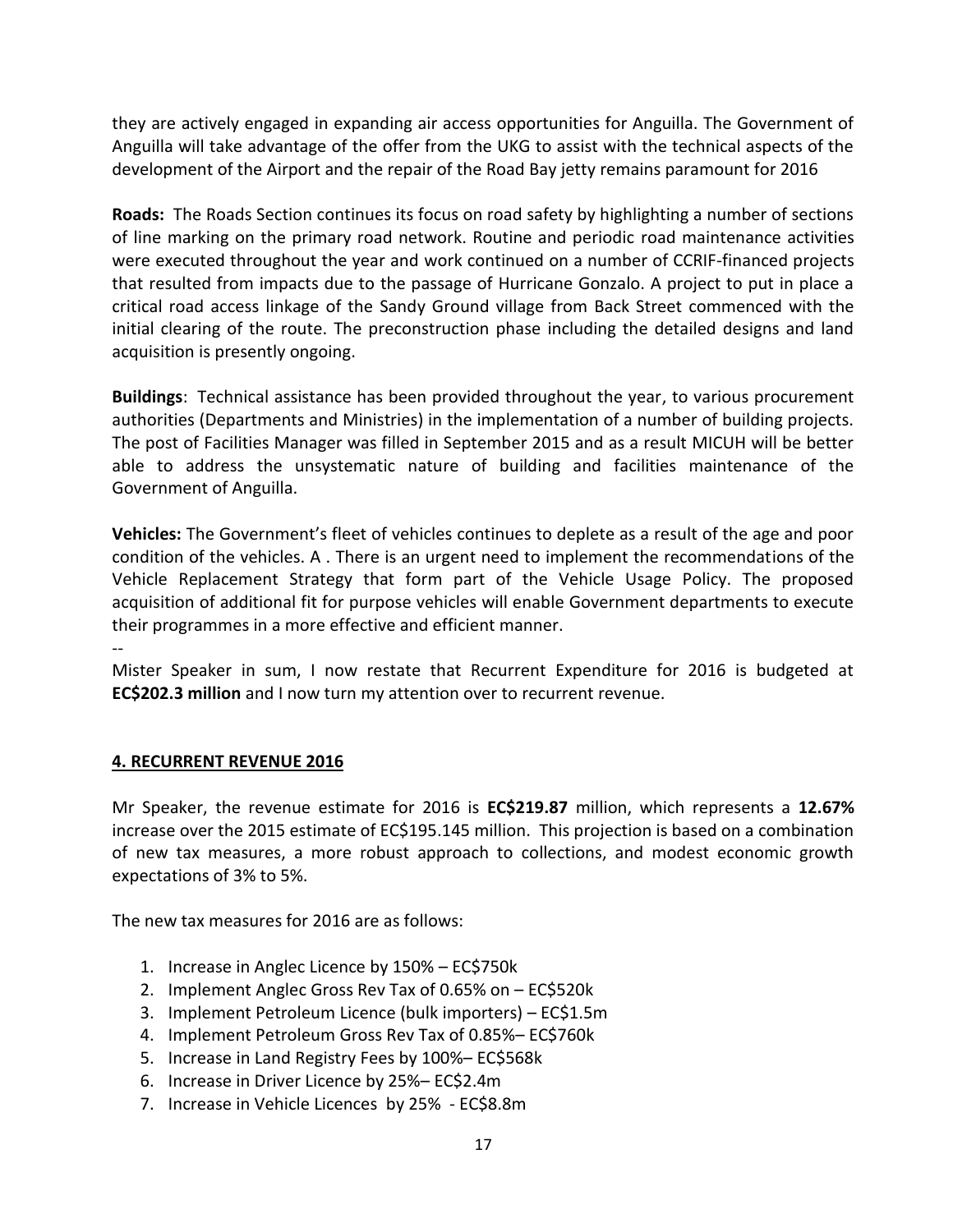they are actively engaged in expanding air access opportunities for Anguilla. The Government of Anguilla will take advantage of the offer from the UKG to assist with the technical aspects of the development of the Airport and the repair of the Road Bay jetty remains paramount for 2016

**Roads:** The Roads Section continues its focus on road safety by highlighting a number of sections of line marking on the primary road network. Routine and periodic road maintenance activities were executed throughout the year and work continued on a number of CCRIF-financed projects that resulted from impacts due to the passage of Hurricane Gonzalo. A project to put in place a critical road access linkage of the Sandy Ground village from Back Street commenced with the initial clearing of the route. The preconstruction phase including the detailed designs and land acquisition is presently ongoing.

**Buildings**: Technical assistance has been provided throughout the year, to various procurement authorities (Departments and Ministries) in the implementation of a number of building projects. The post of Facilities Manager was filled in September 2015 and as a result MICUH will be better able to address the unsystematic nature of building and facilities maintenance of the Government of Anguilla.

**Vehicles:** The Government's fleet of vehicles continues to deplete as a result of the age and poor condition of the vehicles. A . There is an urgent need to implement the recommendations of the Vehicle Replacement Strategy that form part of the Vehicle Usage Policy. The proposed acquisition of additional fit for purpose vehicles will enable Government departments to execute their programmes in a more effective and efficient manner.

--

Mister Speaker in sum, I now restate that Recurrent Expenditure for 2016 is budgeted at **EC$202.3 million** and I now turn my attention over to recurrent revenue.

## 4. RECURRENT REVENUE 2016

Mr Speaker, the revenue estimate for 2016 is **EC$219.87** million, which represents a **12.67%** increase over the 2015 estimate of EC$195.145 million. This projection is based on a combination of new tax measures, a more robust approach to collections, and modest economic growth expectations of 3% to 5%.

The new tax measures for 2016 are as follows:

1. Increase in Anglec Licence by 150% – EC$750k
2. Implement Anglec Gross Rev Tax of 0.65% on – EC$520k
3. Implement Petroleum Licence (bulk importers) – EC$1.5m
4. Implement Petroleum Gross Rev Tax of 0.85%– EC$760k
5. Increase in Land Registry Fees by 100%– EC$568k
6. Increase in Driver Licence by 25%– EC$2.4m
7. Increase in Vehicle Licences by 25% - EC$8.8m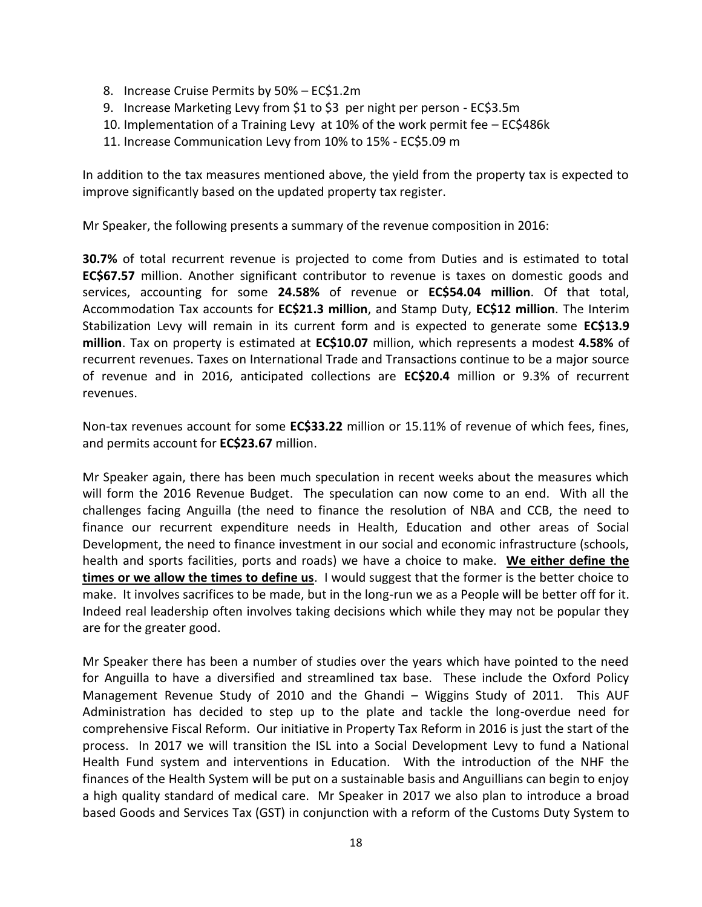8. Increase Cruise Permits by 50% – EC$1.2m
9. Increase Marketing Levy from $1 to $3 per night per person - EC$3.5m
10. Implementation of a Training Levy at 10% of the work permit fee – EC$486k
11. Increase Communication Levy from 10% to 15% - EC$5.09 m

In addition to the tax measures mentioned above, the yield from the property tax is expected to improve significantly based on the updated property tax register.

Mr Speaker, the following presents a summary of the revenue composition in 2016:

**30.7%** of total recurrent revenue is projected to come from Duties and is estimated to total **EC$67.57** million. Another significant contributor to revenue is taxes on domestic goods and services, accounting for some **24.58%** of revenue or **EC$54.04 million**. Of that total, Accommodation Tax accounts for **EC$21.3 million**, and Stamp Duty, **EC$12 million**. The Interim Stabilization Levy will remain in its current form and is expected to generate some **EC$13.9 million**. Tax on property is estimated at **EC$10.07** million, which represents a modest **4.58%** of recurrent revenues. Taxes on International Trade and Transactions continue to be a major source of revenue and in 2016, anticipated collections are **EC$20.4** million or 9.3% of recurrent revenues.

Non-tax revenues account for some **EC$33.22** million or 15.11% of revenue of which fees, fines, and permits account for **EC$23.67** million.

Mr Speaker again, there has been much speculation in recent weeks about the measures which will form the 2016 Revenue Budget. The speculation can now come to an end. With all the challenges facing Anguilla (the need to finance the resolution of NBA and CCB, the need to finance our recurrent expenditure needs in Health, Education and other areas of Social Development, the need to finance investment in our social and economic infrastructure (schools, health and sports facilities, ports and roads) we have a choice to make. **We either define the times or we allow the times to define us**. I would suggest that the former is the better choice to make. It involves sacrifices to be made, but in the long-run we as a People will be better off for it. Indeed real leadership often involves taking decisions which while they may not be popular they are for the greater good.

Mr Speaker there has been a number of studies over the years which have pointed to the need for Anguilla to have a diversified and streamlined tax base. These include the Oxford Policy Management Revenue Study of 2010 and the Ghandi – Wiggins Study of 2011. This AUF Administration has decided to step up to the plate and tackle the long-overdue need for comprehensive Fiscal Reform. Our initiative in Property Tax Reform in 2016 is just the start of the process. In 2017 we will transition the ISL into a Social Development Levy to fund a National Health Fund system and interventions in Education. With the introduction of the NHF the finances of the Health System will be put on a sustainable basis and Anguillians can begin to enjoy a high quality standard of medical care. Mr Speaker in 2017 we also plan to introduce a broad based Goods and Services Tax (GST) in conjunction with a reform of the Customs Duty System to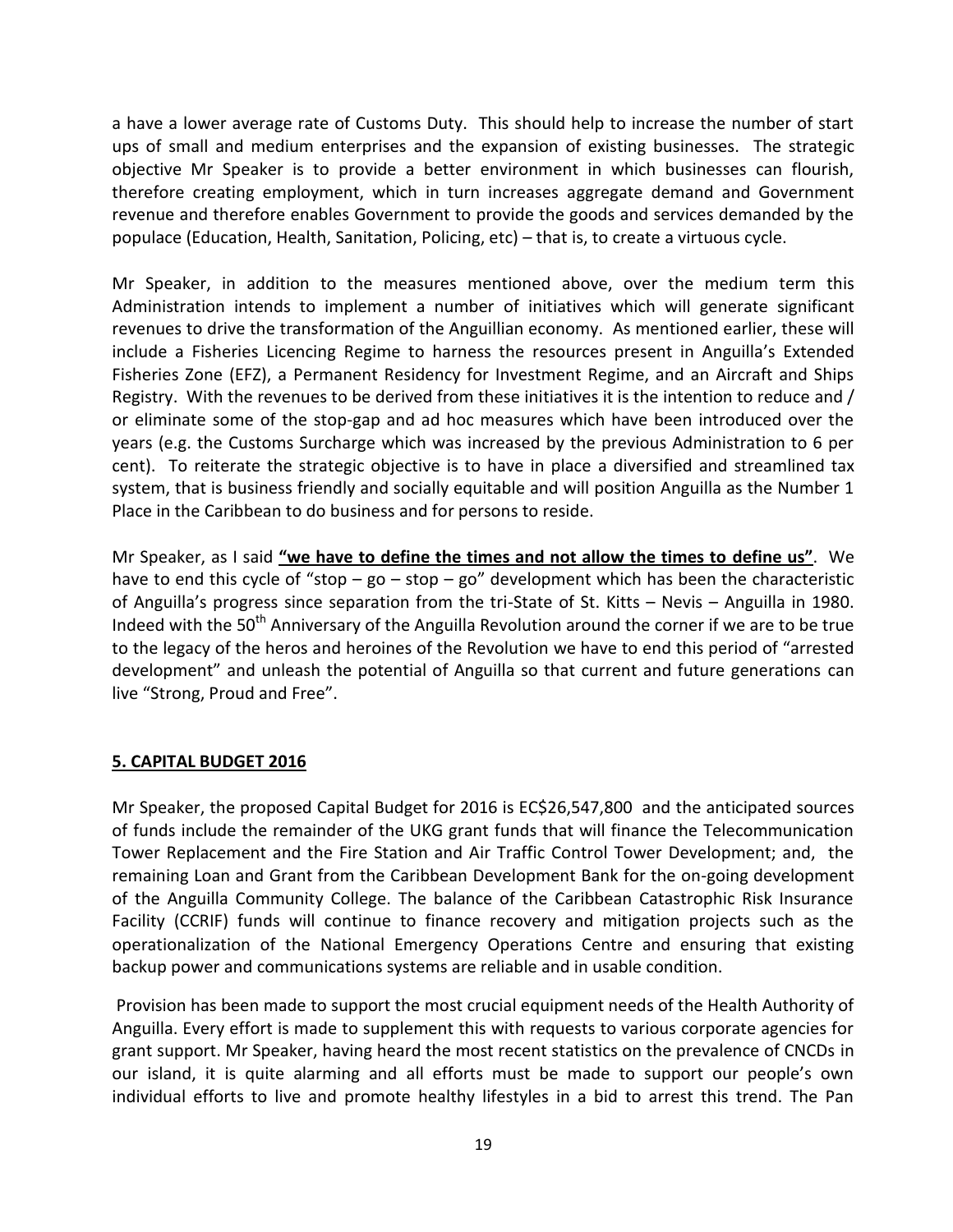a have a lower average rate of Customs Duty. This should help to increase the number of start ups of small and medium enterprises and the expansion of existing businesses. The strategic objective Mr Speaker is to provide a better environment in which businesses can flourish, therefore creating employment, which in turn increases aggregate demand and Government revenue and therefore enables Government to provide the goods and services demanded by the populace (Education, Health, Sanitation, Policing, etc) – that is, to create a virtuous cycle.

Mr Speaker, in addition to the measures mentioned above, over the medium term this Administration intends to implement a number of initiatives which will generate significant revenues to drive the transformation of the Anguillian economy. As mentioned earlier, these will include a Fisheries Licencing Regime to harness the resources present in Anguilla's Extended Fisheries Zone (EFZ), a Permanent Residency for Investment Regime, and an Aircraft and Ships Registry. With the revenues to be derived from these initiatives it is the intention to reduce and / or eliminate some of the stop-gap and ad hoc measures which have been introduced over the years (e.g. the Customs Surcharge which was increased by the previous Administration to 6 per cent). To reiterate the strategic objective is to have in place a diversified and streamlined tax system, that is business friendly and socially equitable and will position Anguilla as the Number 1 Place in the Caribbean to do business and for persons to reside.

Mr Speaker, as I said **"we have to define the times and not allow the times to define us"**. We have to end this cycle of "stop – go – stop – go" development which has been the characteristic of Anguilla's progress since separation from the tri-State of St. Kitts – Nevis – Anguilla in 1980. Indeed with the 50th Anniversary of the Anguilla Revolution around the corner if we are to be true to the legacy of the heros and heroines of the Revolution we have to end this period of "arrested development" and unleash the potential of Anguilla so that current and future generations can live "Strong, Proud and Free".

## 5. CAPITAL BUDGET 2016

Mr Speaker, the proposed Capital Budget for 2016 is EC$26,547,800 and the anticipated sources of funds include the remainder of the UKG grant funds that will finance the Telecommunication Tower Replacement and the Fire Station and Air Traffic Control Tower Development; and, the remaining Loan and Grant from the Caribbean Development Bank for the on-going development of the Anguilla Community College. The balance of the Caribbean Catastrophic Risk Insurance Facility (CCRIF) funds will continue to finance recovery and mitigation projects such as the operationalization of the National Emergency Operations Centre and ensuring that existing backup power and communications systems are reliable and in usable condition.

Provision has been made to support the most crucial equipment needs of the Health Authority of Anguilla. Every effort is made to supplement this with requests to various corporate agencies for grant support. Mr Speaker, having heard the most recent statistics on the prevalence of CNCDs in our island, it is quite alarming and all efforts must be made to support our people's own individual efforts to live and promote healthy lifestyles in a bid to arrest this trend. The Pan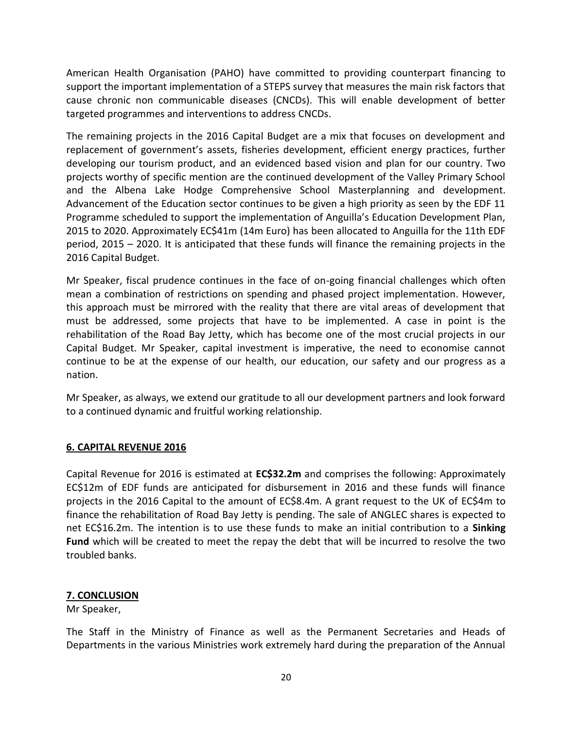American Health Organisation (PAHO) have committed to providing counterpart financing to support the important implementation of a STEPS survey that measures the main risk factors that cause chronic non communicable diseases (CNCDs). This will enable development of better targeted programmes and interventions to address CNCDs.

The remaining projects in the 2016 Capital Budget are a mix that focuses on development and replacement of government's assets, fisheries development, efficient energy practices, further developing our tourism product, and an evidenced based vision and plan for our country. Two projects worthy of specific mention are the continued development of the Valley Primary School and the Albena Lake Hodge Comprehensive School Masterplanning and development. Advancement of the Education sector continues to be given a high priority as seen by the EDF 11 Programme scheduled to support the implementation of Anguilla's Education Development Plan, 2015 to 2020. Approximately EC$41m (14m Euro) has been allocated to Anguilla for the 11th EDF period, 2015 – 2020. It is anticipated that these funds will finance the remaining projects in the 2016 Capital Budget.

Mr Speaker, fiscal prudence continues in the face of on-going financial challenges which often mean a combination of restrictions on spending and phased project implementation. However, this approach must be mirrored with the reality that there are vital areas of development that must be addressed, some projects that have to be implemented. A case in point is the rehabilitation of the Road Bay Jetty, which has become one of the most crucial projects in our Capital Budget. Mr Speaker, capital investment is imperative, the need to economise cannot continue to be at the expense of our health, our education, our safety and our progress as a nation.

Mr Speaker, as always, we extend our gratitude to all our development partners and look forward to a continued dynamic and fruitful working relationship.

## 6. CAPITAL REVENUE 2016

Capital Revenue for 2016 is estimated at **EC$32.2m** and comprises the following: Approximately EC$12m of EDF funds are anticipated for disbursement in 2016 and these funds will finance projects in the 2016 Capital to the amount of EC$8.4m. A grant request to the UK of EC$4m to finance the rehabilitation of Road Bay Jetty is pending. The sale of ANGLEC shares is expected to net EC$16.2m. The intention is to use these funds to make an initial contribution to a **Sinking Fund** which will be created to meet the repay the debt that will be incurred to resolve the two troubled banks.

## 7. CONCLUSION

Mr Speaker,

The Staff in the Ministry of Finance as well as the Permanent Secretaries and Heads of Departments in the various Ministries work extremely hard during the preparation of the Annual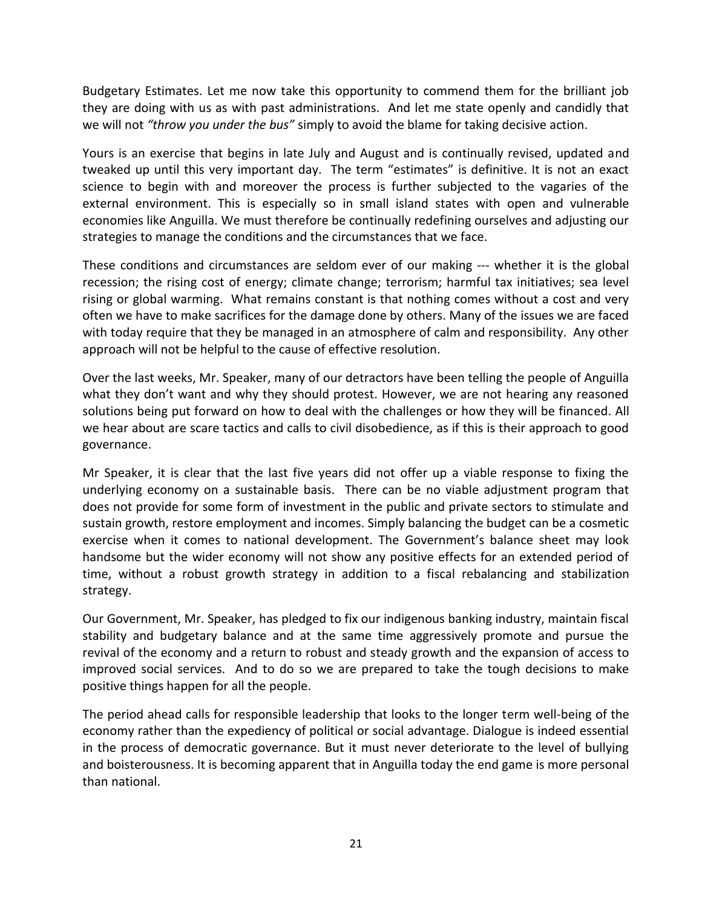Budgetary Estimates. Let me now take this opportunity to commend them for the brilliant job they are doing with us as with past administrations. And let me state openly and candidly that we will not *"throw you under the bus"* simply to avoid the blame for taking decisive action.

Yours is an exercise that begins in late July and August and is continually revised, updated and tweaked up until this very important day. The term "estimates" is definitive. It is not an exact science to begin with and moreover the process is further subjected to the vagaries of the external environment. This is especially so in small island states with open and vulnerable economies like Anguilla. We must therefore be continually redefining ourselves and adjusting our strategies to manage the conditions and the circumstances that we face.

These conditions and circumstances are seldom ever of our making --- whether it is the global recession; the rising cost of energy; climate change; terrorism; harmful tax initiatives; sea level rising or global warming. What remains constant is that nothing comes without a cost and very often we have to make sacrifices for the damage done by others. Many of the issues we are faced with today require that they be managed in an atmosphere of calm and responsibility. Any other approach will not be helpful to the cause of effective resolution.

Over the last weeks, Mr. Speaker, many of our detractors have been telling the people of Anguilla what they don't want and why they should protest. However, we are not hearing any reasoned solutions being put forward on how to deal with the challenges or how they will be financed. All we hear about are scare tactics and calls to civil disobedience, as if this is their approach to good governance.

Mr Speaker, it is clear that the last five years did not offer up a viable response to fixing the underlying economy on a sustainable basis. There can be no viable adjustment program that does not provide for some form of investment in the public and private sectors to stimulate and sustain growth, restore employment and incomes. Simply balancing the budget can be a cosmetic exercise when it comes to national development. The Government's balance sheet may look handsome but the wider economy will not show any positive effects for an extended period of time, without a robust growth strategy in addition to a fiscal rebalancing and stabilization strategy.

Our Government, Mr. Speaker, has pledged to fix our indigenous banking industry, maintain fiscal stability and budgetary balance and at the same time aggressively promote and pursue the revival of the economy and a return to robust and steady growth and the expansion of access to improved social services. And to do so we are prepared to take the tough decisions to make positive things happen for all the people.

The period ahead calls for responsible leadership that looks to the longer term well-being of the economy rather than the expediency of political or social advantage. Dialogue is indeed essential in the process of democratic governance. But it must never deteriorate to the level of bullying and boisterousness. It is becoming apparent that in Anguilla today the end game is more personal than national.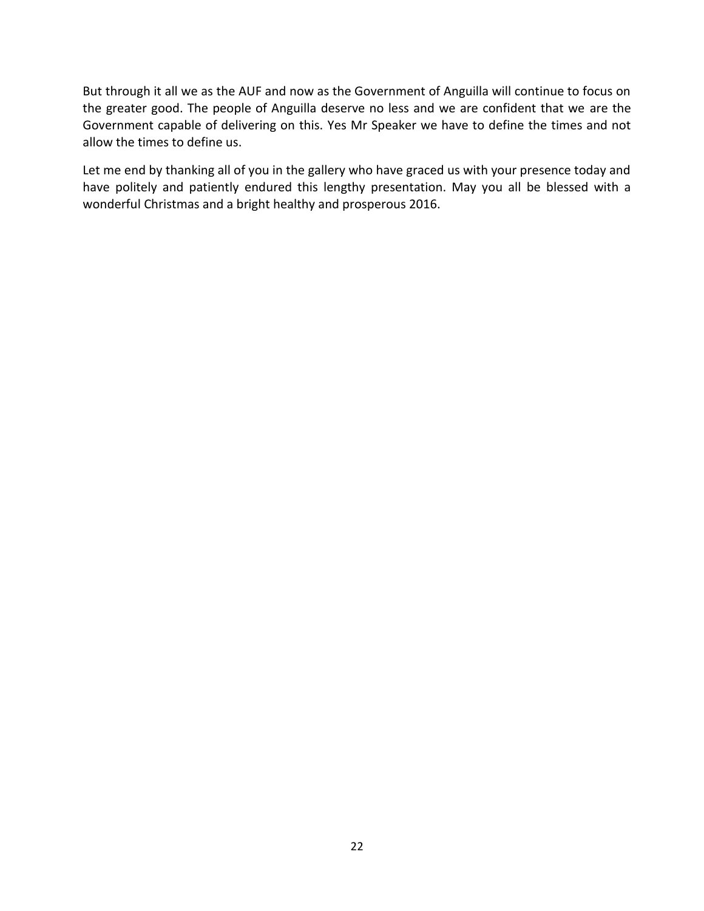But through it all we as the AUF and now as the Government of Anguilla will continue to focus on the greater good. The people of Anguilla deserve no less and we are confident that we are the Government capable of delivering on this. Yes Mr Speaker we have to define the times and not allow the times to define us.

Let me end by thanking all of you in the gallery who have graced us with your presence today and have politely and patiently endured this lengthy presentation. May you all be blessed with a wonderful Christmas and a bright healthy and prosperous 2016.